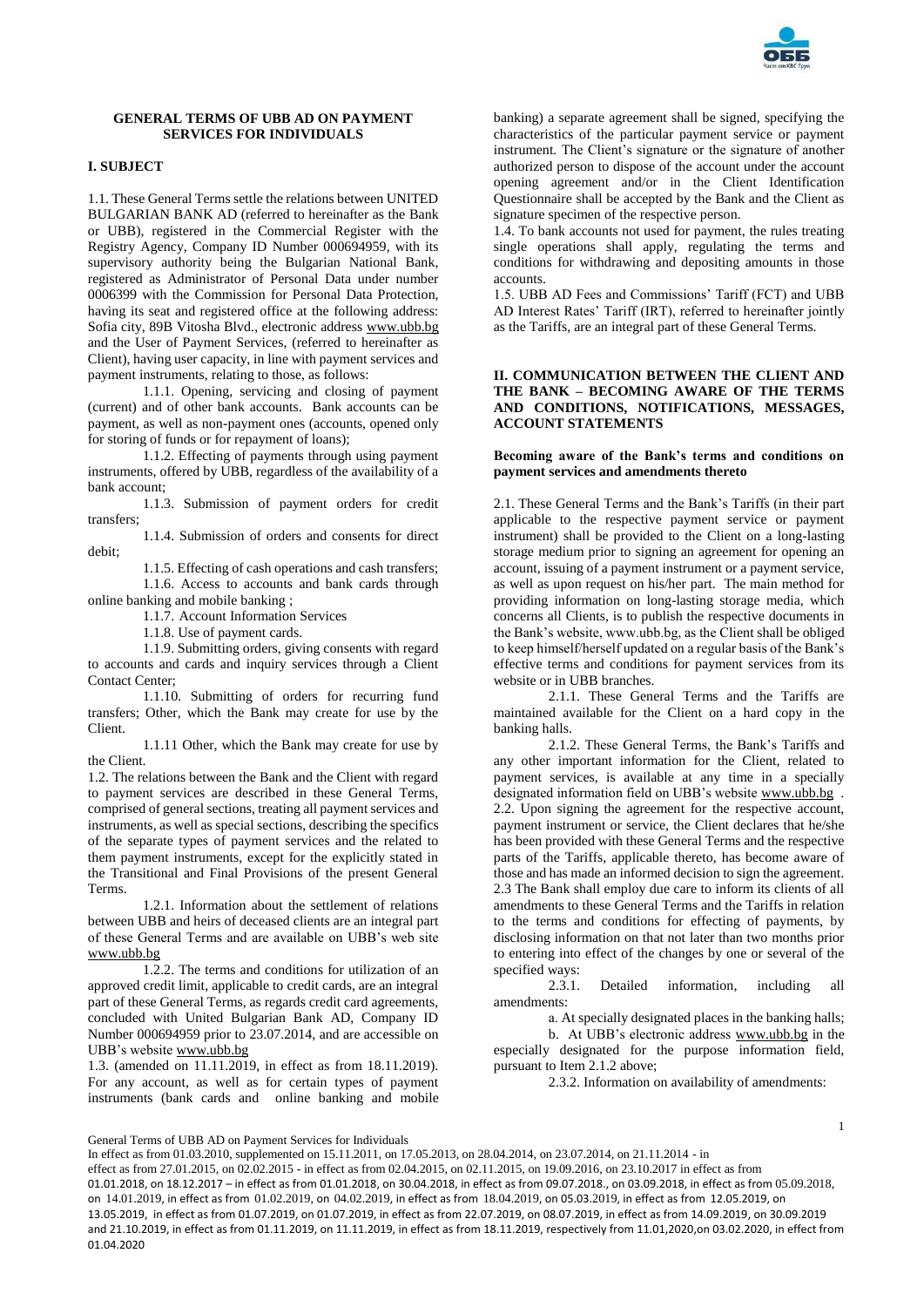# GENERAL TERMS OF UBB AD ON PAYMENT SERVICES FOR INDIVIDUALS

## I. SUBJECT

1.1. These General Terms settle the relations between UNITED BULGARIAN BANK AD (referred to hereinafter as the Bank or UBB), registered in the Commercial Register with the Registry Agency, Company ID Number 000694959, with its supervisory authority being the Bulgarian National Bank, registered as Administrator of Personal Data under number 0006399 with the Commission for Personal Data Protection, having its seat and registered office at the following address: Sofia city, 89B Vitosha Blvd., electronic address www.ubb.bg and the User of Payment Services, (referred to hereinafter as Client), having user capacity, in line with payment services and payment instruments, relating to those, as follows:

1.1.1. Opening, servicing and closing of payment (current) and of other bank accounts. Bank accounts can be payment, as well as non-payment ones (accounts, opened only for storing of funds or for repayment of loans);

1.1.2. Effecting of payments through using payment instruments, offered by UBB, regardless of the availability of a bank account;

1.1.3. Submission of payment orders for credit transfers;

1.1.4. Submission of orders and consents for direct debit;

1.1.5. Effecting of cash operations and cash transfers;

1.1.6. Access to accounts and bank cards through online banking and mobile banking ;

1.1.7. Account Information Services

1.1.8. Use of payment cards.

1.1.9. Submitting orders, giving consents with regard to accounts and cards and inquiry services through a Client Contact Center;

1.1.10. Submitting of orders for recurring fund transfers; Other, which the Bank may create for use by the Client.

1.1.11 Other, which the Bank may create for use by the Client.

1.2. The relations between the Bank and the Client with regard to payment services are described in these General Terms, comprised of general sections, treating all payment services and instruments, as well as special sections, describing the specifics of the separate types of payment services and the related to them payment instruments, except for the explicitly stated in the Transitional and Final Provisions of the present General Terms.

1.2.1. Information about the settlement of relations between UBB and heirs of deceased clients are an integral part of these General Terms and are available on UBB's web site www.ubb.bg

1.2.2. The terms and conditions for utilization of an approved credit limit, applicable to credit cards, are an integral part of these General Terms, as regards credit card agreements, concluded with United Bulgarian Bank AD, Company ID Number 000694959 prior to 23.07.2014, and are accessible on UBB's website www.ubb.bg

1.3. (amended on 11.11.2019, in effect as from 18.11.2019). For any account, as well as for certain types of payment instruments (bank cards and online banking and mobile banking) a separate agreement shall be signed, specifying the characteristics of the particular payment service or payment instrument. The Client's signature or the signature of another authorized person to dispose of the account under the account opening agreement and/or in the Client Identification Questionnaire shall be accepted by the Bank and the Client as signature specimen of the respective person.

1.4. To bank accounts not used for payment, the rules treating single operations shall apply, regulating the terms and conditions for withdrawing and depositing amounts in those accounts.

1.5. UBB AD Fees and Commissions' Tariff (FCT) and UBB AD Interest Rates' Tariff (IRT), referred to hereinafter jointly as the Tariffs, are an integral part of these General Terms.

## II. COMMUNICATION BETWEEN THE CLIENT AND THE BANK – BECOMING AWARE OF THE TERMS AND CONDITIONS, NOTIFICATIONS, MESSAGES, ACCOUNT STATEMENTS

**Becoming aware of the Bank's terms and conditions on payment services and amendments thereto**

2.1. These General Terms and the Bank's Tariffs (in their part applicable to the respective payment service or payment instrument) shall be provided to the Client on a long-lasting storage medium prior to signing an agreement for opening an account, issuing of a payment instrument or a payment service, as well as upon request on his/her part. The main method for providing information on long-lasting storage media, which concerns all Clients, is to publish the respective documents in the Bank's website, www.ubb.bg, as the Client shall be obliged to keep himself/herself updated on a regular basis of the Bank's effective terms and conditions for payment services from its website or in UBB branches.

2.1.1. These General Terms and the Tariffs are maintained available for the Client on a hard copy in the banking halls.

2.1.2. These General Terms, the Bank's Tariffs and any other important information for the Client, related to payment services, is available at any time in a specially designated information field on UBB's website www.ubb.bg .

2.2. Upon signing the agreement for the respective account, payment instrument or service, the Client declares that he/she has been provided with these General Terms and the respective parts of the Tariffs, applicable thereto, has become aware of those and has made an informed decision to sign the agreement.

2.3 The Bank shall employ due care to inform its clients of all amendments to these General Terms and the Tariffs in relation to the terms and conditions for effecting of payments, by disclosing information on that not later than two months prior to entering into effect of the changes by one or several of the specified ways:

2.3.1. Detailed information, including all amendments:

a. At specially designated places in the banking halls;

b. At UBB's electronic address www.ubb.bg in the especially designated for the purpose information field, pursuant to Item 2.1.2 above;

2.3.2. Information on availability of amendments: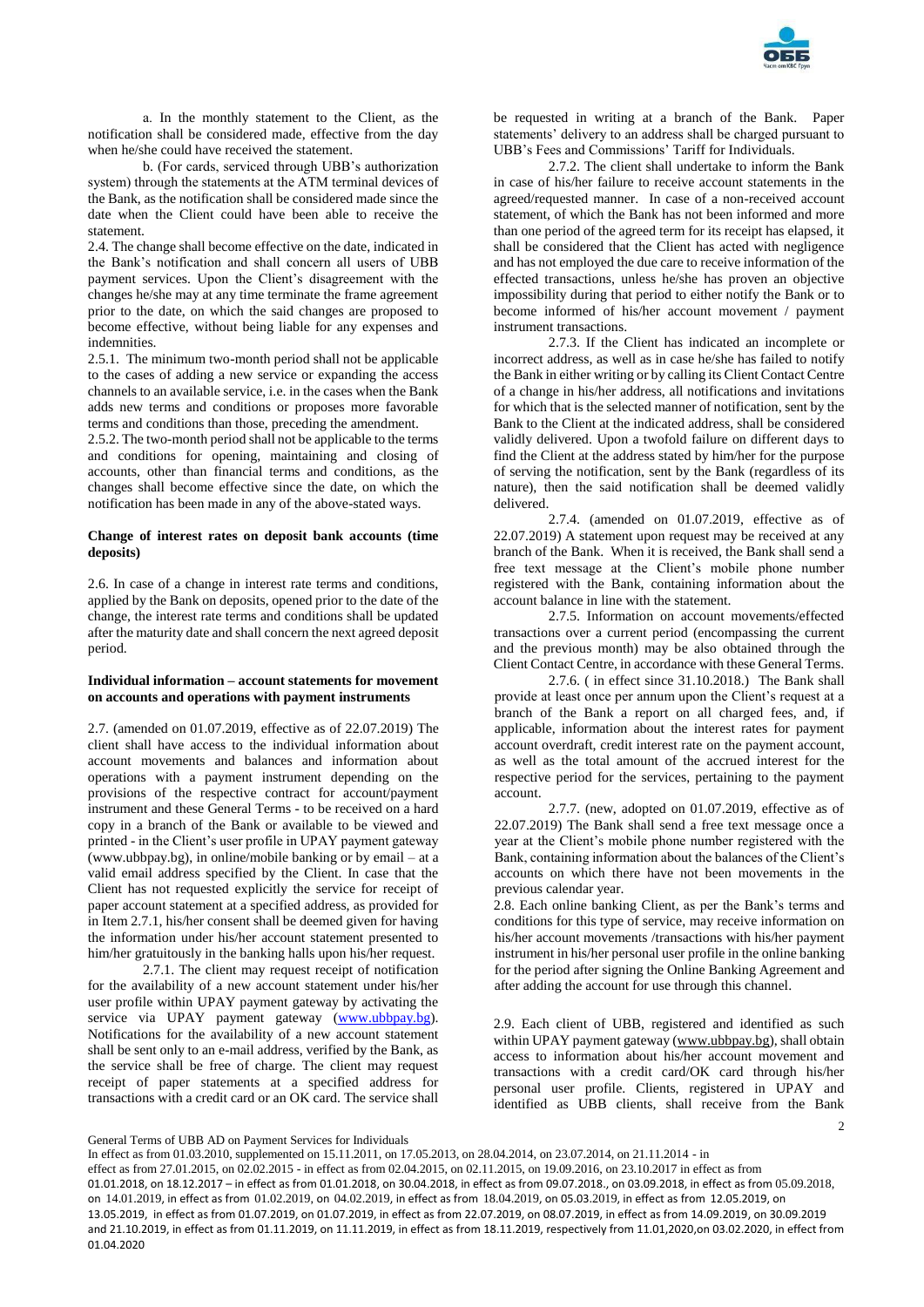a. In the monthly statement to the Client, as the notification shall be considered made, effective from the day when he/she could have received the statement.

b. (For cards, serviced through UBB's authorization system) through the statements at the ATM terminal devices of the Bank, as the notification shall be considered made since the date when the Client could have been able to receive the statement.

2.4. The change shall become effective on the date, indicated in the Bank's notification and shall concern all users of UBB payment services. Upon the Client's disagreement with the changes he/she may at any time terminate the frame agreement prior to the date, on which the said changes are proposed to become effective, without being liable for any expenses and indemnities.

2.5.1. The minimum two-month period shall not be applicable to the cases of adding a new service or expanding the access channels to an available service, i.e. in the cases when the Bank adds new terms and conditions or proposes more favorable terms and conditions than those, preceding the amendment.

2.5.2. The two-month period shall not be applicable to the terms and conditions for opening, maintaining and closing of accounts, other than financial terms and conditions, as the changes shall become effective since the date, on which the notification has been made in any of the above-stated ways.

**Change of interest rates on deposit bank accounts (time deposits)**

2.6. In case of a change in interest rate terms and conditions, applied by the Bank on deposits, opened prior to the date of the change, the interest rate terms and conditions shall be updated after the maturity date and shall concern the next agreed deposit period.

**Individual information – account statements for movement on accounts and operations with payment instruments**

2.7. (amended on 01.07.2019, effective as of 22.07.2019) The client shall have access to the individual information about account movements and balances and information about operations with a payment instrument depending on the provisions of the respective contract for account/payment instrument and these General Terms - to be received on a hard copy in a branch of the Bank or available to be viewed and printed - in the Client's user profile in UPAY payment gateway (www.ubbpay.bg), in online/mobile banking or by email – at a valid email address specified by the Client. In case that the Client has not requested explicitly the service for receipt of paper account statement at a specified address, as provided for in Item 2.7.1, his/her consent shall be deemed given for having the information under his/her account statement presented to him/her gratuitously in the banking halls upon his/her request.

2.7.1. The client may request receipt of notification for the availability of a new account statement under his/her user profile within UPAY payment gateway by activating the service via UPAY payment gateway (www.ubbpay.bg). Notifications for the availability of a new account statement shall be sent only to an e-mail address, verified by the Bank, as the service shall be free of charge. The client may request receipt of paper statements at a specified address for transactions with a credit card or an OK card. The service shall be requested in writing at a branch of the Bank. Paper statements' delivery to an address shall be charged pursuant to UBB's Fees and Commissions' Tariff for Individuals.

2.7.2. The client shall undertake to inform the Bank in case of his/her failure to receive account statements in the agreed/requested manner. In case of a non-received account statement, of which the Bank has not been informed and more than one period of the agreed term for its receipt has elapsed, it shall be considered that the Client has acted with negligence and has not employed the due care to receive information of the effected transactions, unless he/she has proven an objective impossibility during that period to either notify the Bank or to become informed of his/her account movement / payment instrument transactions.

2.7.3. If the Client has indicated an incomplete or incorrect address, as well as in case he/she has failed to notify the Bank in either writing or by calling its Client Contact Centre of a change in his/her address, all notifications and invitations for which that is the selected manner of notification, sent by the Bank to the Client at the indicated address, shall be considered validly delivered. Upon a twofold failure on different days to find the Client at the address stated by him/her for the purpose of serving the notification, sent by the Bank (regardless of its nature), then the said notification shall be deemed validly delivered.

2.7.4. (amended on 01.07.2019, effective as of 22.07.2019) A statement upon request may be received at any branch of the Bank. When it is received, the Bank shall send a free text message at the Client's mobile phone number registered with the Bank, containing information about the account balance in line with the statement.

2.7.5. Information on account movements/effected transactions over a current period (encompassing the current and the previous month) may be also obtained through the Client Contact Centre, in accordance with these General Terms.

2.7.6. ( in effect since 31.10.2018.) The Bank shall provide at least once per annum upon the Client's request at a branch of the Bank a report on all charged fees, and, if applicable, information about the interest rates for payment account overdraft, credit interest rate on the payment account, as well as the total amount of the accrued interest for the respective period for the services, pertaining to the payment account.

2.7.7. (new, adopted on 01.07.2019, effective as of 22.07.2019) The Bank shall send a free text message once a year at the Client's mobile phone number registered with the Bank, containing information about the balances of the Client's accounts on which there have not been movements in the previous calendar year.

2.8. Each online banking Client, as per the Bank's terms and conditions for this type of service, may receive information on his/her account movements /transactions with his/her payment instrument in his/her personal user profile in the online banking for the period after signing the Online Banking Agreement and after adding the account for use through this channel.

2.9. Each client of UBB, registered and identified as such within UPAY payment gateway (www.ubbpay.bg), shall obtain access to information about his/her account movement and transactions with a credit card/OK card through his/her personal user profile. Clients, registered in UPAY and identified as UBB clients, shall receive from the Bank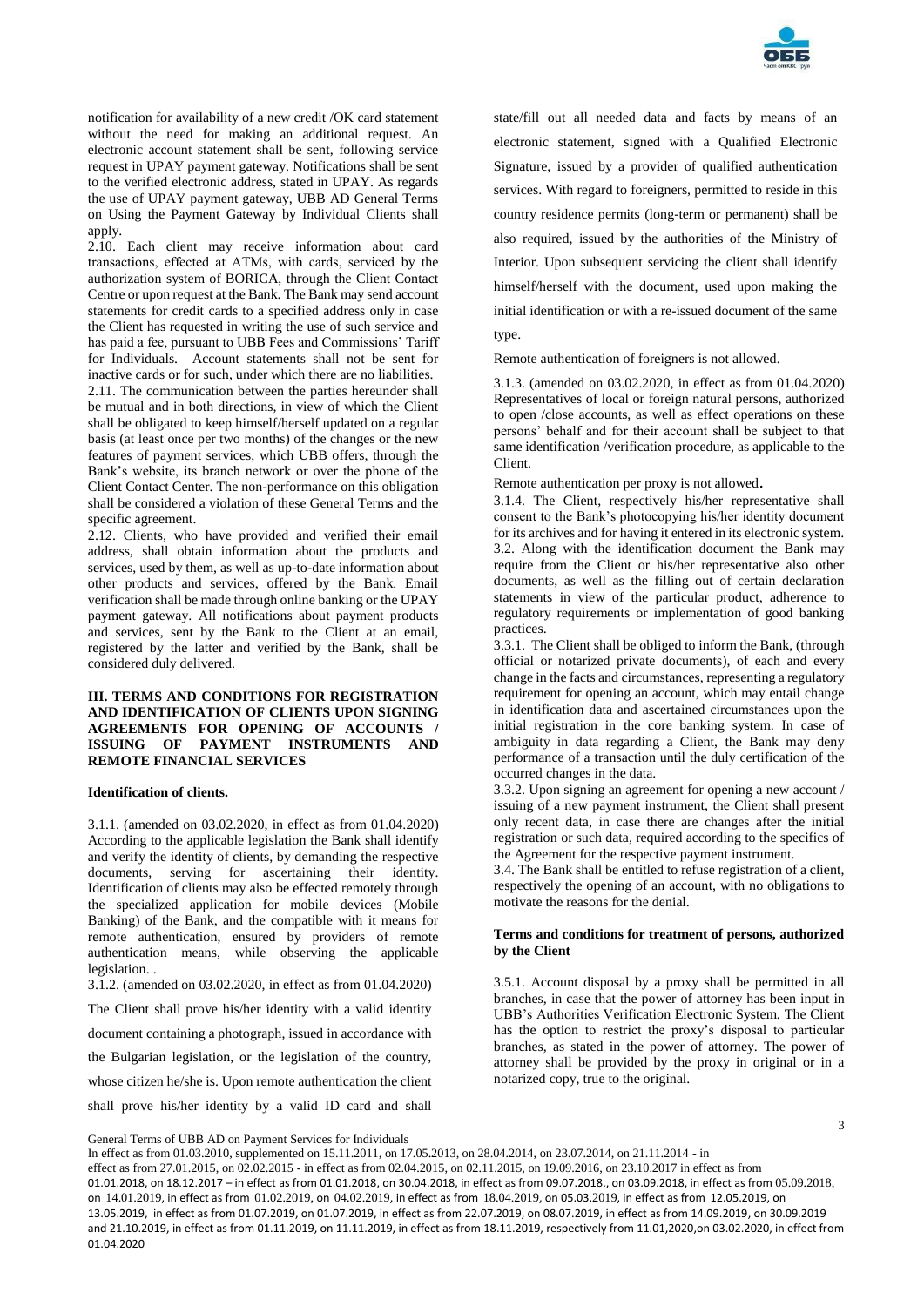notification for availability of a new credit /OK card statement without the need for making an additional request. An electronic account statement shall be sent, following service request in UPAY payment gateway. Notifications shall be sent to the verified electronic address, stated in UPAY. As regards the use of UPAY payment gateway, UBB AD General Terms on Using the Payment Gateway by Individual Clients shall apply.

2.10. Each client may receive information about card transactions, effected at ATMs, with cards, serviced by the authorization system of BORICA, through the Client Contact Centre or upon request at the Bank. The Bank may send account statements for credit cards to a specified address only in case the Client has requested in writing the use of such service and has paid a fee, pursuant to UBB Fees and Commissions' Tariff for Individuals. Account statements shall not be sent for inactive cards or for such, under which there are no liabilities.

2.11. The communication between the parties hereunder shall be mutual and in both directions, in view of which the Client shall be obligated to keep himself/herself updated on a regular basis (at least once per two months) of the changes or the new features of payment services, which UBB offers, through the Bank's website, its branch network or over the phone of the Client Contact Center. The non-performance on this obligation shall be considered a violation of these General Terms and the specific agreement.

2.12. Clients, who have provided and verified their email address, shall obtain information about the products and services, used by them, as well as up-to-date information about other products and services, offered by the Bank. Email verification shall be made through online banking or the UPAY payment gateway. All notifications about payment products and services, sent by the Bank to the Client at an email, registered by the latter and verified by the Bank, shall be considered duly delivered.

## III. TERMS AND CONDITIONS FOR REGISTRATION AND IDENTIFICATION OF CLIENTS UPON SIGNING AGREEMENTS FOR OPENING OF ACCOUNTS / ISSUING OF PAYMENT INSTRUMENTS AND REMOTE FINANCIAL SERVICES

**Identification of clients.**

3.1.1. (amended on 03.02.2020, in effect as from 01.04.2020) According to the applicable legislation the Bank shall identify and verify the identity of clients, by demanding the respective documents, serving for ascertaining their identity. Identification of clients may also be effected remotely through the specialized application for mobile devices (Mobile Banking) of the Bank, and the compatible with it means for remote authentication, ensured by providers of remote authentication means, while observing the applicable legislation. .

3.1.2. (amended on 03.02.2020, in effect as from 01.04.2020)

The Client shall prove his/her identity with a valid identity document containing a photograph, issued in accordance with the Bulgarian legislation, or the legislation of the country, whose citizen he/she is. Upon remote authentication the client shall prove his/her identity by a valid ID card and shall state/fill out all needed data and facts by means of an electronic statement, signed with a Qualified Electronic Signature, issued by a provider of qualified authentication services. With regard to foreigners, permitted to reside in this country residence permits (long-term or permanent) shall be also required, issued by the authorities of the Ministry of Interior. Upon subsequent servicing the client shall identify himself/herself with the document, used upon making the initial identification or with a re-issued document of the same type.

Remote authentication of foreigners is not allowed.

3.1.3. (amended on 03.02.2020, in effect as from 01.04.2020) Representatives of local or foreign natural persons, authorized to open /close accounts, as well as effect operations on these persons' behalf and for their account shall be subject to that same identification /verification procedure, as applicable to the Client.

Remote authentication per proxy is not allowed.

3.1.4. The Client, respectively his/her representative shall consent to the Bank's photocopying his/her identity document for its archives and for having it entered in its electronic system.

3.2. Along with the identification document the Bank may require from the Client or his/her representative also other documents, as well as the filling out of certain declaration statements in view of the particular product, adherence to regulatory requirements or implementation of good banking practices.

3.3.1. The Client shall be obliged to inform the Bank, (through official or notarized private documents), of each and every change in the facts and circumstances, representing a regulatory requirement for opening an account, which may entail change in identification data and ascertained circumstances upon the initial registration in the core banking system. In case of ambiguity in data regarding a Client, the Bank may deny performance of a transaction until the duly certification of the occurred changes in the data.

3.3.2. Upon signing an agreement for opening a new account / issuing of a new payment instrument, the Client shall present only recent data, in case there are changes after the initial registration or such data, required according to the specifics of the Agreement for the respective payment instrument.

3.4. The Bank shall be entitled to refuse registration of a client, respectively the opening of an account, with no obligations to motivate the reasons for the denial.

**Terms and conditions for treatment of persons, authorized by the Client**

3.5.1. Account disposal by a proxy shall be permitted in all branches, in case that the power of attorney has been input in UBB's Authorities Verification Electronic System. The Client has the option to restrict the proxy's disposal to particular branches, as stated in the power of attorney. The power of attorney shall be provided by the proxy in original or in a notarized copy, true to the original.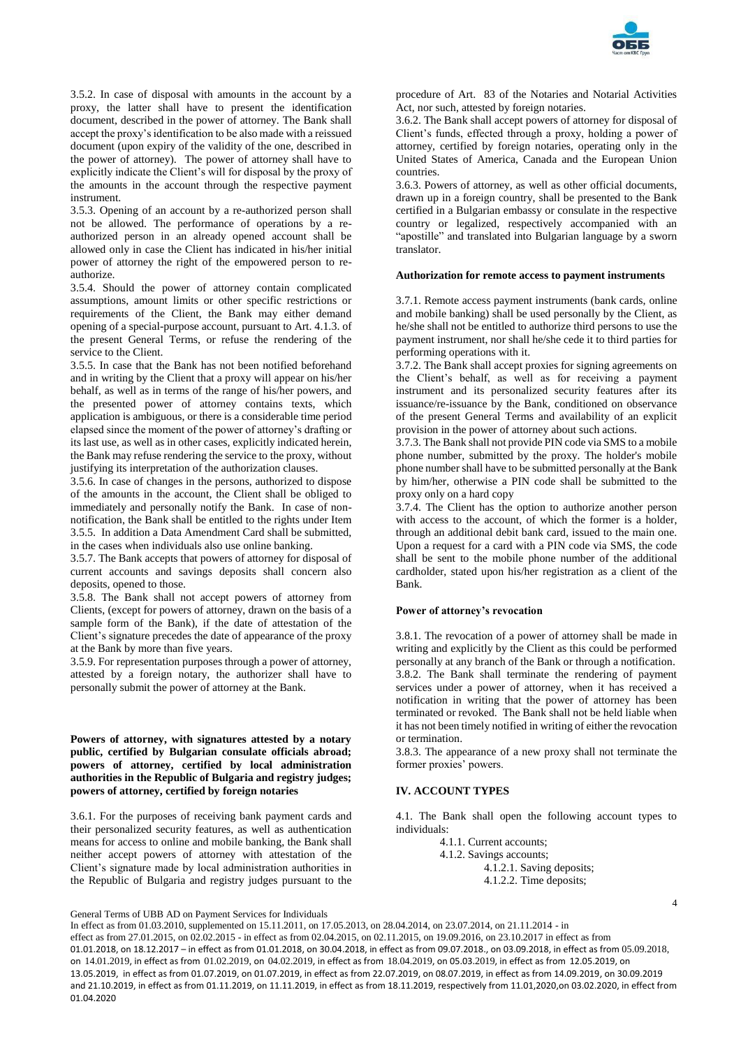3.5.2. In case of disposal with amounts in the account by a proxy, the latter shall have to present the identification document, described in the power of attorney. The Bank shall accept the proxy's identification to be also made with a reissued document (upon expiry of the validity of the one, described in the power of attorney). The power of attorney shall have to explicitly indicate the Client's will for disposal by the proxy of the amounts in the account through the respective payment instrument.

3.5.3. Opening of an account by a re-authorized person shall not be allowed. The performance of operations by a re-authorized person in an already opened account shall be allowed only in case the Client has indicated in his/her initial power of attorney the right of the empowered person to re-authorize.

3.5.4. Should the power of attorney contain complicated assumptions, amount limits or other specific restrictions or requirements of the Client, the Bank may either demand opening of a special-purpose account, pursuant to Art. 4.1.3. of the present General Terms, or refuse the rendering of the service to the Client.

3.5.5. In case that the Bank has not been notified beforehand and in writing by the Client that a proxy will appear on his/her behalf, as well as in terms of the range of his/her powers, and the presented power of attorney contains texts, which application is ambiguous, or there is a considerable time period elapsed since the moment of the power of attorney's drafting or its last use, as well as in other cases, explicitly indicated herein, the Bank may refuse rendering the service to the proxy, without justifying its interpretation of the authorization clauses.

3.5.6. In case of changes in the persons, authorized to dispose of the amounts in the account, the Client shall be obliged to immediately and personally notify the Bank. In case of non-notification, the Bank shall be entitled to the rights under Item 3.5.5. In addition a Data Amendment Card shall be submitted, in the cases when individuals also use online banking.

3.5.7. The Bank accepts that powers of attorney for disposal of current accounts and savings deposits shall concern also deposits, opened to those.

3.5.8. The Bank shall not accept powers of attorney from Clients, (except for powers of attorney, drawn on the basis of a sample form of the Bank), if the date of attestation of the Client's signature precedes the date of appearance of the proxy at the Bank by more than five years.

3.5.9. For representation purposes through a power of attorney, attested by a foreign notary, the authorizer shall have to personally submit the power of attorney at the Bank.

**Powers of attorney, with signatures attested by a notary public, certified by Bulgarian consulate officials abroad; powers of attorney, certified by local administration authorities in the Republic of Bulgaria and registry judges; powers of attorney, certified by foreign notaries**

3.6.1. For the purposes of receiving bank payment cards and their personalized security features, as well as authentication means for access to online and mobile banking, the Bank shall neither accept powers of attorney with attestation of the Client's signature made by local administration authorities in the Republic of Bulgaria and registry judges pursuant to the procedure of Art. 83 of the Notaries and Notarial Activities Act, nor such, attested by foreign notaries.

3.6.2. The Bank shall accept powers of attorney for disposal of Client's funds, effected through a proxy, holding a power of attorney, certified by foreign notaries, operating only in the United States of America, Canada and the European Union countries.

3.6.3. Powers of attorney, as well as other official documents, drawn up in a foreign country, shall be presented to the Bank certified in a Bulgarian embassy or consulate in the respective country or legalized, respectively accompanied with an "apostille" and translated into Bulgarian language by a sworn translator.

**Authorization for remote access to payment instruments**

3.7.1. Remote access payment instruments (bank cards, online and mobile banking) shall be used personally by the Client, as he/she shall not be entitled to authorize third persons to use the payment instrument, nor shall he/she cede it to third parties for performing operations with it.

3.7.2. The Bank shall accept proxies for signing agreements on the Client's behalf, as well as for receiving a payment instrument and its personalized security features after its issuance/re-issuance by the Bank, conditioned on observance of the present General Terms and availability of an explicit provision in the power of attorney about such actions.

3.7.3. The Bank shall not provide PIN code via SMS to a mobile phone number, submitted by the proxy. The holder's mobile phone number shall have to be submitted personally at the Bank by him/her, otherwise a PIN code shall be submitted to the proxy only on a hard copy

3.7.4. The Client has the option to authorize another person with access to the account, of which the former is a holder, through an additional debit bank card, issued to the main one. Upon a request for a card with a PIN code via SMS, the code shall be sent to the mobile phone number of the additional cardholder, stated upon his/her registration as a client of the Bank.

**Power of attorney's revocation**

3.8.1. The revocation of a power of attorney shall be made in writing and explicitly by the Client as this could be performed personally at any branch of the Bank or through a notification.

3.8.2. The Bank shall terminate the rendering of payment services under a power of attorney, when it has received a notification in writing that the power of attorney has been terminated or revoked. The Bank shall not be held liable when it has not been timely notified in writing of either the revocation or termination.

3.8.3. The appearance of a new proxy shall not terminate the former proxies' powers.

## IV. ACCOUNT TYPES

4.1. The Bank shall open the following account types to individuals:

- 4.1.1. Current accounts;
- 4.1.2. Savings accounts;
  - 4.1.2.1. Saving deposits;
  - 4.1.2.2. Time deposits;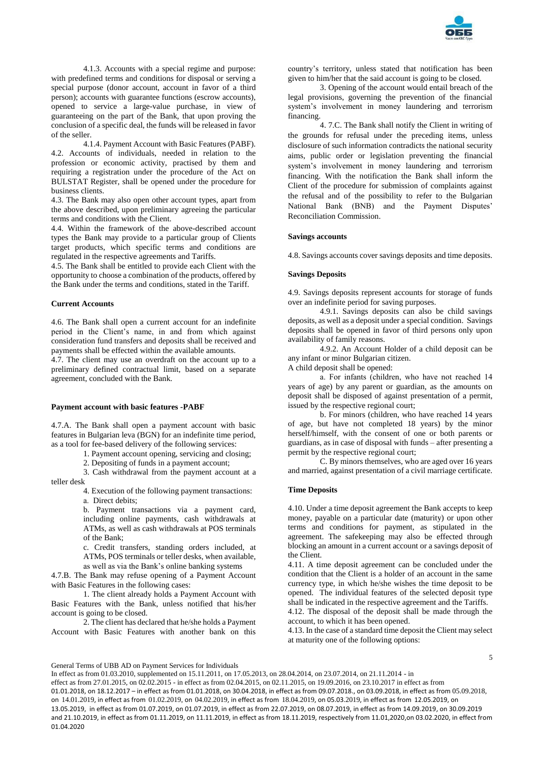4.1.3. Accounts with a special regime and purpose: with predefined terms and conditions for disposal or serving a special purpose (donor account, account in favor of a third person); accounts with guarantee functions (escrow accounts), opened to service a large-value purchase, in view of guaranteeing on the part of the Bank, that upon proving the conclusion of a specific deal, the funds will be released in favor of the seller.

4.1.4. Payment Account with Basic Features (PABF).

4.2. Accounts of individuals, needed in relation to the profession or economic activity, practised by them and requiring a registration under the procedure of the Act on BULSTAT Register, shall be opened under the procedure for business clients.

4.3. The Bank may also open other account types, apart from the above described, upon preliminary agreeing the particular terms and conditions with the Client.

4.4. Within the framework of the above-described account types the Bank may provide to a particular group of Clients target products, which specific terms and conditions are regulated in the respective agreements and Tariffs.

4.5. The Bank shall be entitled to provide each Client with the opportunity to choose a combination of the products, offered by the Bank under the terms and conditions, stated in the Tariff.

**Current Accounts**

4.6. The Bank shall open a current account for an indefinite period in the Client's name, in and from which against consideration fund transfers and deposits shall be received and payments shall be effected within the available amounts.

4.7. The client may use an overdraft on the account up to a preliminary defined contractual limit, based on a separate agreement, concluded with the Bank.

**Payment account with basic features -PABF**

4.7.A. The Bank shall open a payment account with basic features in Bulgarian leva (BGN) for an indefinite time period, as a tool for fee-based delivery of the following services:

1. Payment account opening, servicing and closing;
2. Depositing of funds in a payment account;
3. Cash withdrawal from the payment account at a teller desk
4. Execution of the following payment transactions:

   a. Direct debits;

   b. Payment transactions via a payment card, including online payments, cash withdrawals at ATMs, as well as cash withdrawals at POS terminals of the Bank;

   c. Credit transfers, standing orders included, at ATMs, POS terminals or teller desks, when available, as well as via the Bank's online banking systems

4.7.B. The Bank may refuse opening of a Payment Account with Basic Features in the following cases:

1. The client already holds a Payment Account with Basic Features with the Bank, unless notified that his/her account is going to be closed.
2. The client has declared that he/she holds a Payment Account with Basic Features with another bank on this country's territory, unless stated that notification has been given to him/her that the said account is going to be closed.
3. Opening of the account would entail breach of the legal provisions, governing the prevention of the financial system's involvement in money laundering and terrorism financing.
4. 7.C. The Bank shall notify the Client in writing of the grounds for refusal under the preceding items, unless disclosure of such information contradicts the national security aims, public order or legislation preventing the financial system's involvement in money laundering and terrorism financing. With the notification the Bank shall inform the Client of the procedure for submission of complaints against the refusal and of the possibility to refer to the Bulgarian National Bank (BNB) and the Payment Disputes' Reconciliation Commission.

**Savings accounts**

4.8. Savings accounts cover savings deposits and time deposits.

**Savings Deposits**

4.9. Savings deposits represent accounts for storage of funds over an indefinite period for saving purposes.

4.9.1. Savings deposits can also be child savings deposits, as well as a deposit under a special condition. Savings deposits shall be opened in favor of third persons only upon availability of family reasons.

4.9.2. An Account Holder of a child deposit can be any infant or minor Bulgarian citizen.

A child deposit shall be opened:

a. For infants (children, who have not reached 14 years of age) by any parent or guardian, as the amounts on deposit shall be disposed of against presentation of a permit, issued by the respective regional court;

b. For minors (children, who have reached 14 years of age, but have not completed 18 years) by the minor herself/himself, with the consent of one or both parents or guardians, as in case of disposal with funds – after presenting a permit by the respective regional court;

C. By minors themselves, who are aged over 16 years and married, against presentation of a civil marriage certificate.

**Time Deposits**

4.10. Under a time deposit agreement the Bank accepts to keep money, payable on a particular date (maturity) or upon other terms and conditions for payment, as stipulated in the agreement. The safekeeping may also be effected through blocking an amount in a current account or a savings deposit of the Client.

4.11. A time deposit agreement can be concluded under the condition that the Client is a holder of an account in the same currency type, in which he/she wishes the time deposit to be opened. The individual features of the selected deposit type shall be indicated in the respective agreement and the Tariffs.

4.12. The disposal of the deposit shall be made through the account, to which it has been opened.

4.13. In the case of a standard time deposit the Client may select at maturity one of the following options: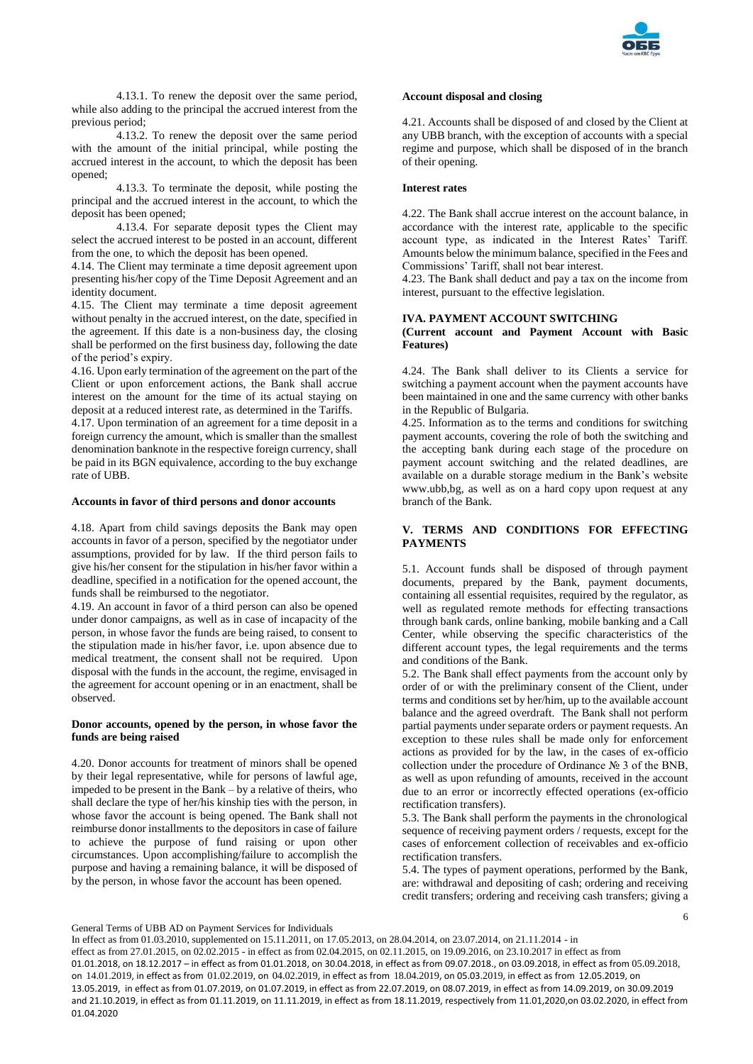4.13.1. To renew the deposit over the same period, while also adding to the principal the accrued interest from the previous period;

4.13.2. To renew the deposit over the same period with the amount of the initial principal, while posting the accrued interest in the account, to which the deposit has been opened;

4.13.3. To terminate the deposit, while posting the principal and the accrued interest in the account, to which the deposit has been opened;

4.13.4. For separate deposit types the Client may select the accrued interest to be posted in an account, different from the one, to which the deposit has been opened.

4.14. The Client may terminate a time deposit agreement upon presenting his/her copy of the Time Deposit Agreement and an identity document.

4.15. The Client may terminate a time deposit agreement without penalty in the accrued interest, on the date, specified in the agreement. If this date is a non-business day, the closing shall be performed on the first business day, following the date of the period's expiry.

4.16. Upon early termination of the agreement on the part of the Client or upon enforcement actions, the Bank shall accrue interest on the amount for the time of its actual staying on deposit at a reduced interest rate, as determined in the Tariffs.

4.17. Upon termination of an agreement for a time deposit in a foreign currency the amount, which is smaller than the smallest denomination banknote in the respective foreign currency, shall be paid in its BGN equivalence, according to the buy exchange rate of UBB.

**Accounts in favor of third persons and donor accounts**

4.18. Apart from child savings deposits the Bank may open accounts in favor of a person, specified by the negotiator under assumptions, provided for by law. If the third person fails to give his/her consent for the stipulation in his/her favor within a deadline, specified in a notification for the opened account, the funds shall be reimbursed to the negotiator.

4.19. An account in favor of a third person can also be opened under donor campaigns, as well as in case of incapacity of the person, in whose favor the funds are being raised, to consent to the stipulation made in his/her favor, i.e. upon absence due to medical treatment, the consent shall not be required. Upon disposal with the funds in the account, the regime, envisaged in the agreement for account opening or in an enactment, shall be observed.

**Donor accounts, opened by the person, in whose favor the funds are being raised**

4.20. Donor accounts for treatment of minors shall be opened by their legal representative, while for persons of lawful age, impeded to be present in the Bank – by a relative of theirs, who shall declare the type of her/his kinship ties with the person, in whose favor the account is being opened. The Bank shall not reimburse donor installments to the depositors in case of failure to achieve the purpose of fund raising or upon other circumstances. Upon accomplishing/failure to accomplish the purpose and having a remaining balance, it will be disposed of by the person, in whose favor the account has been opened.

**Account disposal and closing**

4.21. Accounts shall be disposed of and closed by the Client at any UBB branch, with the exception of accounts with a special regime and purpose, which shall be disposed of in the branch of their opening.

**Interest rates**

4.22. The Bank shall accrue interest on the account balance, in accordance with the interest rate, applicable to the specific account type, as indicated in the Interest Rates' Tariff. Amounts below the minimum balance, specified in the Fees and Commissions' Tariff, shall not bear interest.

4.23. The Bank shall deduct and pay a tax on the income from interest, pursuant to the effective legislation.

## IVA. PAYMENT ACCOUNT SWITCHING
**(Current account and Payment Account with Basic Features)**

4.24. The Bank shall deliver to its Clients a service for switching a payment account when the payment accounts have been maintained in one and the same currency with other banks in the Republic of Bulgaria.

4.25. Information as to the terms and conditions for switching payment accounts, covering the role of both the switching and the accepting bank during each stage of the procedure on payment account switching and the related deadlines, are available on a durable storage medium in the Bank's website www.ubb,bg, as well as on a hard copy upon request at any branch of the Bank.

## V. TERMS AND CONDITIONS FOR EFFECTING PAYMENTS

5.1. Account funds shall be disposed of through payment documents, prepared by the Bank, payment documents, containing all essential requisites, required by the regulator, as well as regulated remote methods for effecting transactions through bank cards, online banking, mobile banking and a Call Center, while observing the specific characteristics of the different account types, the legal requirements and the terms and conditions of the Bank.

5.2. The Bank shall effect payments from the account only by order of or with the preliminary consent of the Client, under terms and conditions set by her/him, up to the available account balance and the agreed overdraft. The Bank shall not perform partial payments under separate orders or payment requests. An exception to these rules shall be made only for enforcement actions as provided for by the law, in the cases of ex-officio collection under the procedure of Ordinance № 3 of the BNB, as well as upon refunding of amounts, received in the account due to an error or incorrectly effected operations (ex-officio rectification transfers).

5.3. The Bank shall perform the payments in the chronological sequence of receiving payment orders / requests, except for the cases of enforcement collection of receivables and ex-officio rectification transfers.

5.4. The types of payment operations, performed by the Bank, are: withdrawal and depositing of cash; ordering and receiving credit transfers; ordering and receiving cash transfers; giving a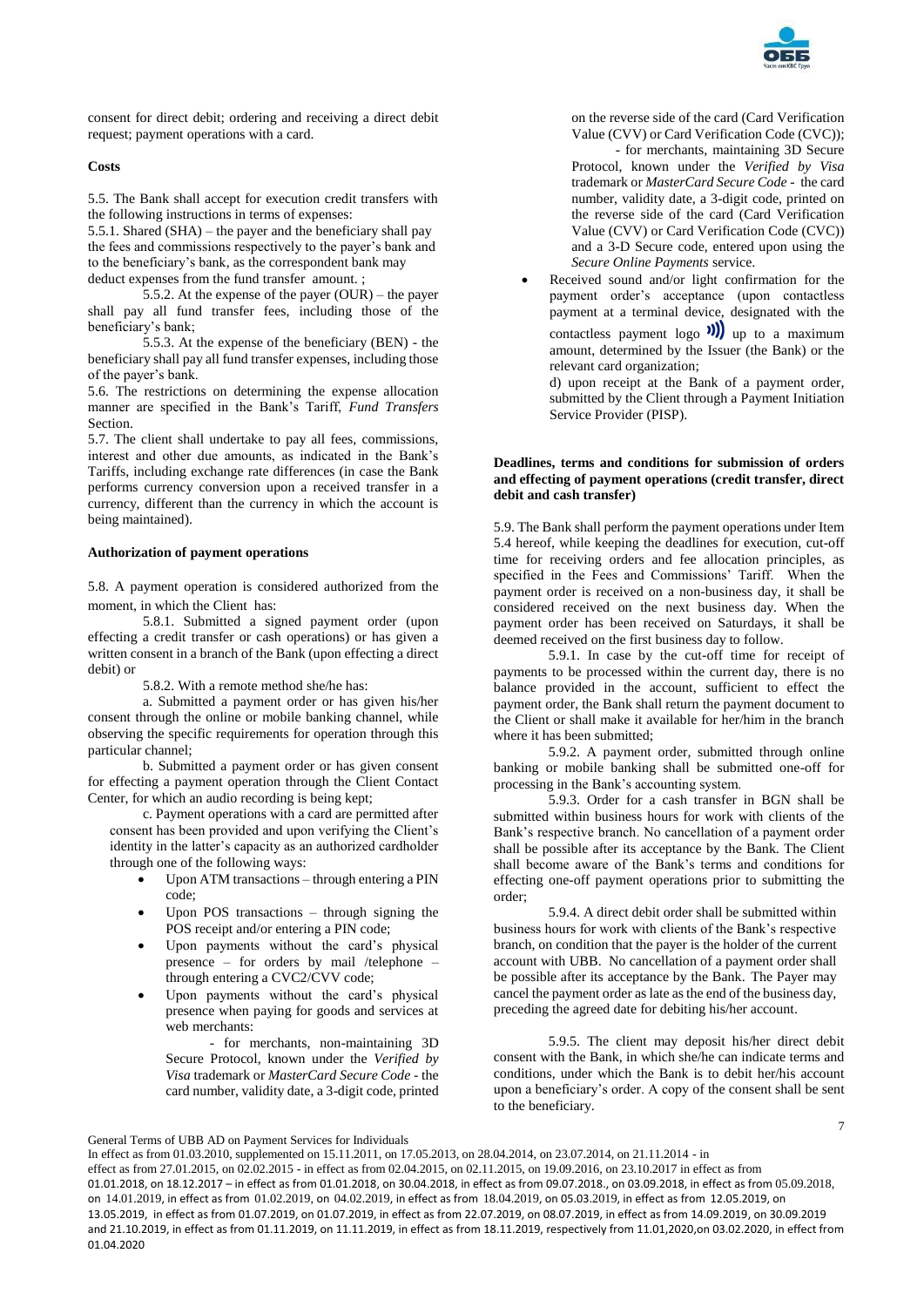consent for direct debit; ordering and receiving a direct debit request; payment operations with a card.

**Costs**

5.5. The Bank shall accept for execution credit transfers with the following instructions in terms of expenses:

5.5.1. Shared (SHA) – the payer and the beneficiary shall pay the fees and commissions respectively to the payer's bank and to the beneficiary's bank, as the correspondent bank may deduct expenses from the fund transfer amount. ;

5.5.2. At the expense of the payer (OUR) – the payer shall pay all fund transfer fees, including those of the beneficiary's bank;

5.5.3. At the expense of the beneficiary (BEN) - the beneficiary shall pay all fund transfer expenses, including those of the payer's bank.

5.6. The restrictions on determining the expense allocation manner are specified in the Bank's Tariff, *Fund Transfers* Section.

5.7. The client shall undertake to pay all fees, commissions, interest and other due amounts, as indicated in the Bank's Tariffs, including exchange rate differences (in case the Bank performs currency conversion upon a received transfer in a currency, different than the currency in which the account is being maintained).

**Authorization of payment operations**

5.8. A payment operation is considered authorized from the moment, in which the Client has:

5.8.1. Submitted a signed payment order (upon effecting a credit transfer or cash operations) or has given a written consent in a branch of the Bank (upon effecting a direct debit) or

5.8.2. With a remote method she/he has:

a. Submitted a payment order or has given his/her consent through the online or mobile banking channel, while observing the specific requirements for operation through this particular channel;

b. Submitted a payment order or has given consent for effecting a payment operation through the Client Contact Center, for which an audio recording is being kept;

c. Payment operations with a card are permitted after consent has been provided and upon verifying the Client's identity in the latter's capacity as an authorized cardholder through one of the following ways:

- Upon ATM transactions – through entering a PIN code;
- Upon POS transactions – through signing the POS receipt and/or entering a PIN code;
- Upon payments without the card's physical presence – for orders by mail /telephone – through entering a CVC2/CVV code;
- Upon payments without the card's physical presence when paying for goods and services at web merchants:

  - for merchants, non-maintaining 3D Secure Protocol, known under the *Verified by Visa* trademark or *MasterCard Secure Code* - the card number, validity date, a 3-digit code, printed on the reverse side of the card (Card Verification Value (CVV) or Card Verification Code (CVC));

  - for merchants, maintaining 3D Secure Protocol, known under the *Verified by Visa* trademark or *MasterCard Secure Code* - the card number, validity date, a 3-digit code, printed on the reverse side of the card (Card Verification Value (CVV) or Card Verification Code (CVC)) and a 3-D Secure code, entered upon using the *Secure Online Payments* service.

- Received sound and/or light confirmation for the payment order's acceptance (upon contactless payment at a terminal device, designated with the contactless payment logo ))) up to a maximum amount, determined by the Issuer (the Bank) or the relevant card organization;

d) upon receipt at the Bank of a payment order, submitted by the Client through a Payment Initiation Service Provider (PISP).

**Deadlines, terms and conditions for submission of orders and effecting of payment operations (credit transfer, direct debit and cash transfer)**

5.9. The Bank shall perform the payment operations under Item 5.4 hereof, while keeping the deadlines for execution, cut-off time for receiving orders and fee allocation principles, as specified in the Fees and Commissions' Tariff. When the payment order is received on a non-business day, it shall be considered received on the next business day. When the payment order has been received on Saturdays, it shall be deemed received on the first business day to follow.

5.9.1. In case by the cut-off time for receipt of payments to be processed within the current day, there is no balance provided in the account, sufficient to effect the payment order, the Bank shall return the payment document to the Client or shall make it available for her/him in the branch where it has been submitted;

5.9.2. A payment order, submitted through online banking or mobile banking shall be submitted one-off for processing in the Bank's accounting system.

5.9.3. Order for a cash transfer in BGN shall be submitted within business hours for work with clients of the Bank's respective branch. No cancellation of a payment order shall be possible after its acceptance by the Bank. The Client shall become aware of the Bank's terms and conditions for effecting one-off payment operations prior to submitting the order;

5.9.4. A direct debit order shall be submitted within business hours for work with clients of the Bank's respective branch, on condition that the payer is the holder of the current account with UBB. No cancellation of a payment order shall be possible after its acceptance by the Bank. The Payer may cancel the payment order as late as the end of the business day, preceding the agreed date for debiting his/her account.

5.9.5. The client may deposit his/her direct debit consent with the Bank, in which she/he can indicate terms and conditions, under which the Bank is to debit her/his account upon a beneficiary's order. A copy of the consent shall be sent to the beneficiary.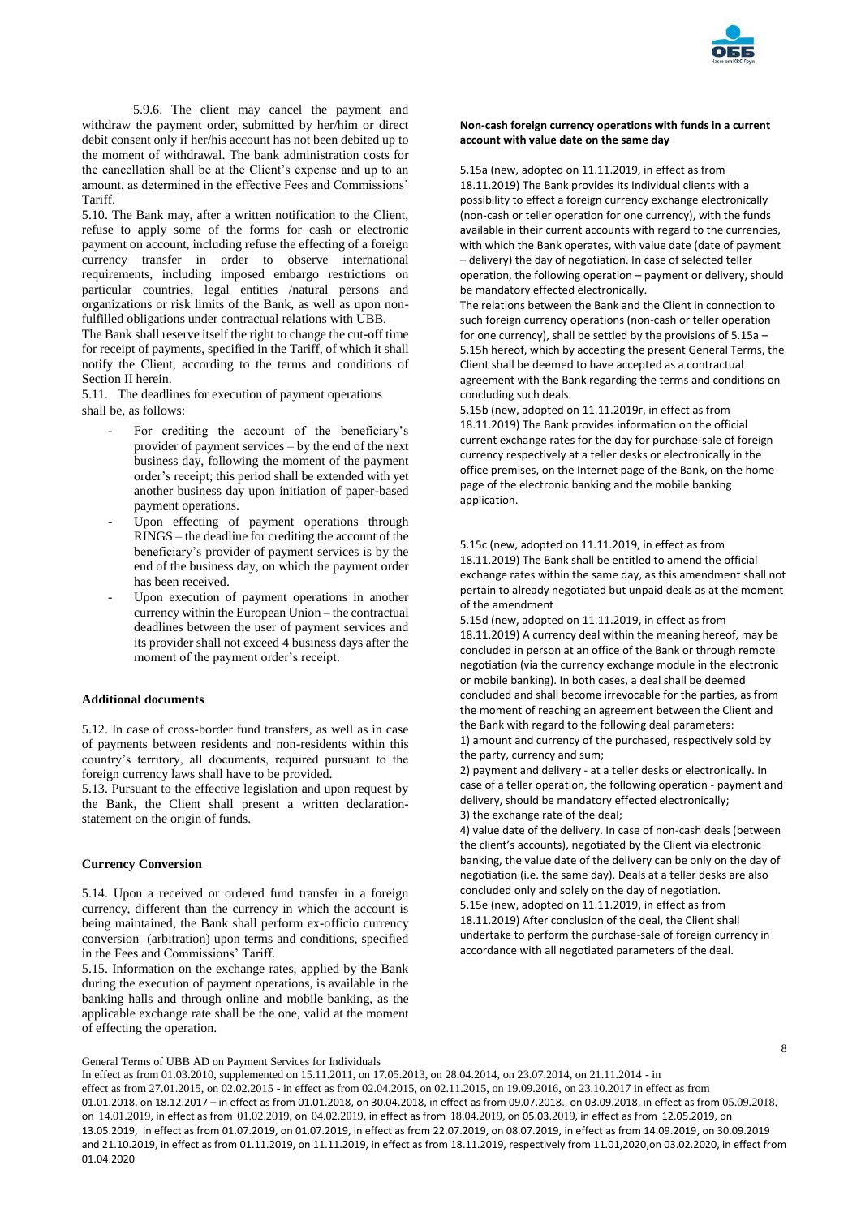5.9.6. The client may cancel the payment and withdraw the payment order, submitted by her/him or direct debit consent only if her/his account has not been debited up to the moment of withdrawal. The bank administration costs for the cancellation shall be at the Client's expense and up to an amount, as determined in the effective Fees and Commissions' Tariff.

5.10. The Bank may, after a written notification to the Client, refuse to apply some of the forms for cash or electronic payment on account, including refuse the effecting of a foreign currency transfer in order to observe international requirements, including imposed embargo restrictions on particular countries, legal entities /natural persons and organizations or risk limits of the Bank, as well as upon non-fulfilled obligations under contractual relations with UBB.

The Bank shall reserve itself the right to change the cut-off time for receipt of payments, specified in the Tariff, of which it shall notify the Client, according to the terms and conditions of Section II herein.

5.11. The deadlines for execution of payment operations shall be, as follows:

- For crediting the account of the beneficiary's provider of payment services – by the end of the next business day, following the moment of the payment order's receipt; this period shall be extended with yet another business day upon initiation of paper-based payment operations.
- Upon effecting of payment operations through RINGS – the deadline for crediting the account of the beneficiary's provider of payment services is by the end of the business day, on which the payment order has been received.
- Upon execution of payment operations in another currency within the European Union – the contractual deadlines between the user of payment services and its provider shall not exceed 4 business days after the moment of the payment order's receipt.

**Additional documents**

5.12. In case of cross-border fund transfers, as well as in case of payments between residents and non-residents within this country's territory, all documents, required pursuant to the foreign currency laws shall have to be provided.

5.13. Pursuant to the effective legislation and upon request by the Bank, the Client shall present a written declaration-statement on the origin of funds.

**Currency Conversion**

5.14. Upon a received or ordered fund transfer in a foreign currency, different than the currency in which the account is being maintained, the Bank shall perform ex-officio currency conversion (arbitration) upon terms and conditions, specified in the Fees and Commissions' Tariff.

5.15. Information on the exchange rates, applied by the Bank during the execution of payment operations, is available in the banking halls and through online and mobile banking, as the applicable exchange rate shall be the one, valid at the moment of effecting the operation.

**Non-cash foreign currency operations with funds in a current account with value date on the same day**

5.15a (new, adopted on 11.11.2019, in effect as from 18.11.2019) The Bank provides its Individual clients with a possibility to effect a foreign currency exchange electronically (non-cash or teller operation for one currency), with the funds available in their current accounts with regard to the currencies, with which the Bank operates, with value date (date of payment – delivery) the day of negotiation. In case of selected teller operation, the following operation – payment or delivery, should be mandatory effected electronically.

The relations between the Bank and the Client in connection to such foreign currency operations (non-cash or teller operation for one currency), shall be settled by the provisions of 5.15a – 5.15h hereof, which by accepting the present General Terms, the Client shall be deemed to have accepted as a contractual agreement with the Bank regarding the terms and conditions on concluding such deals.

5.15b (new, adopted on 11.11.2019r, in effect as from 18.11.2019) The Bank provides information on the official current exchange rates for the day for purchase-sale of foreign currency respectively at a teller desks or electronically in the office premises, on the Internet page of the Bank, on the home page of the electronic banking and the mobile banking application.

5.15c (new, adopted on 11.11.2019, in effect as from 18.11.2019) The Bank shall be entitled to amend the official exchange rates within the same day, as this amendment shall not pertain to already negotiated but unpaid deals as at the moment of the amendment

5.15d (new, adopted on 11.11.2019, in effect as from 18.11.2019) A currency deal within the meaning hereof, may be concluded in person at an office of the Bank or through remote negotiation (via the currency exchange module in the electronic or mobile banking). In both cases, a deal shall be deemed concluded and shall become irrevocable for the parties, as from the moment of reaching an agreement between the Client and the Bank with regard to the following deal parameters:

1) amount and currency of the purchased, respectively sold by the party, currency and sum;

2) payment and delivery - at a teller desks or electronically. In case of a teller operation, the following operation - payment and delivery, should be mandatory effected electronically;

3) the exchange rate of the deal;

4) value date of the delivery. In case of non-cash deals (between the client's accounts), negotiated by the Client via electronic banking, the value date of the delivery can be only on the day of negotiation (i.e. the same day). Deals at a teller desks are also concluded only and solely on the day of negotiation.

5.15e (new, adopted on 11.11.2019, in effect as from 18.11.2019) After conclusion of the deal, the Client shall undertake to perform the purchase-sale of foreign currency in accordance with all negotiated parameters of the deal.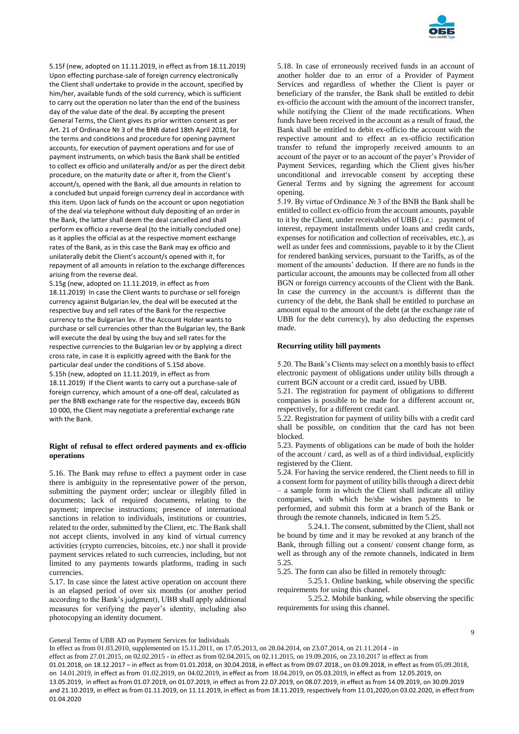5.15f (new, adopted on 11.11.2019, in effect as from 18.11.2019) Upon effecting purchase-sale of foreign currency electronically the Client shall undertake to provide in the account, specified by him/her, available funds of the sold currency, which is sufficient to carry out the operation no later than the end of the business day of the value date of the deal. By accepting the present General Terms, the Client gives its prior written consent as per Art. 21 of Ordinance № 3 of the BNB dated 18th April 2018, for the terms and conditions and procedure for opening payment accounts, for execution of payment operations and for use of payment instruments, on which basis the Bank shall be entitled to collect ex officio and unilaterally and/or as per the direct debit procedure, on the maturity date or after it, from the Client's account/s, opened with the Bank, all due amounts in relation to a concluded but unpaid foreign currency deal in accordance with this item. Upon lack of funds on the account or upon negotiation of the deal via telephone without duly depositing of an order in the Bank, the latter shall deem the deal cancelled and shall perform ex officio a reverse deal (to the initially concluded one) as it applies the official as at the respective moment exchange rates of the Bank, as in this case the Bank may ex officio and unilaterally debit the Client's account/s opened with it, for repayment of all amounts in relation to the exchange differences arising from the reverse deal.

5.15g (new, adopted on 11.11.2019, in effect as from 18.11.2019) In case the Client wants to purchase or sell foreign currency against Bulgarian lev, the deal will be executed at the respective buy and sell rates of the Bank for the respective currency to the Bulgarian lev. If the Account Holder wants to purchase or sell currencies other than the Bulgarian lev, the Bank will execute the deal by using the buy and sell rates for the respective currencies to the Bulgarian lev or by applying a direct cross rate, in case it is explicitly agreed with the Bank for the particular deal under the conditions of 5.15d above.

5.15h (new, adopted on 11.11.2019, in effect as from 18.11.2019) If the Client wants to carry out a purchase-sale of foreign currency, which amount of a one-off deal, calculated as per the BNB exchange rate for the respective day, exceeds BGN 10 000, the Client may negotiate a preferential exchange rate with the Bank.

### Right of refusal to effect ordered payments and ex-officio operations

5.16. The Bank may refuse to effect a payment order in case there is ambiguity in the representative power of the person, submitting the payment order; unclear or illegibly filled in documents; lack of required documents, relating to the payment; imprecise instructions; presence of international sanctions in relation to individuals, institutions or countries, related to the order, submitted by the Client, etc. The Bank shall not accept clients, involved in any kind of virtual currency activities (crypto currencies, bitcoins, etc.) nor shall it provide payment services related to such currencies, including, but not limited to any payments towards platforms, trading in such currencies.

5.17. In case since the latest active operation on account there is an elapsed period of over six months (or another period according to the Bank's judgment), UBB shall apply additional measures for verifying the payer's identity, including also photocopying an identity document.

5.18. In case of erroneously received funds in an account of another holder due to an error of a Provider of Payment Services and regardless of whether the Client is payer or beneficiary of the transfer, the Bank shall be entitled to debit ex-officio the account with the amount of the incorrect transfer, while notifying the Client of the made rectifications. When funds have been received in the account as a result of fraud, the Bank shall be entitled to debit ex-officio the account with the respective amount and to effect an ex-officio rectification transfer to refund the improperly received amounts to an account of the payer or to an account of the payer's Provider of Payment Services, regarding which the Client gives his/her unconditional and irrevocable consent by accepting these General Terms and by signing the agreement for account opening.

5.19. By virtue of Ordinance № 3 of the BNB the Bank shall be entitled to collect ex-officio from the account amounts, payable to it by the Client, under receivables of UBB (i.e.: payment of interest, repayment installments under loans and credit cards, expenses for notification and collection of receivables, etc.), as well as under fees and commissions, payable to it by the Client for rendered banking services, pursuant to the Tariffs, as of the moment of the amounts' deduction. If there are no funds in the particular account, the amounts may be collected from all other BGN or foreign currency accounts of the Client with the Bank. In case the currency in the account/s is different than the currency of the debt, the Bank shall be entitled to purchase an amount equal to the amount of the debt (at the exchange rate of UBB for the debt currency), by also deducting the expenses made.

### Recurring utility bill payments

5.20. The Bank's Clients may select on a monthly basis to effect electronic payment of obligations under utility bills through a current BGN account or a credit card, issued by UBB.

5.21. The registration for payment of obligations to different companies is possible to be made for a different account or, respectively, for a different credit card.

5.22. Registration for payment of utility bills with a credit card shall be possible, on condition that the card has not been blocked.

5.23. Payments of obligations can be made of both the holder of the account / card, as well as of a third individual, explicitly registered by the Client.

5.24. For having the service rendered, the Client needs to fill in a consent form for payment of utility bills through a direct debit – a sample form in which the Client shall indicate all utility companies, with which he/she wishes payments to be performed, and submit this form at a branch of the Bank or through the remote channels, indicated in Item 5.25.

5.24.1. The consent, submitted by the Client, shall not be bound by time and it may be revoked at any branch of the Bank, through filling out a consent/ consent change form, as well as through any of the remote channels, indicated in Item 5.25.

5.25. The form can also be filled in remotely through:

5.25.1. Online banking, while observing the specific requirements for using this channel.

5.25.2. Mobile banking, while observing the specific requirements for using this channel.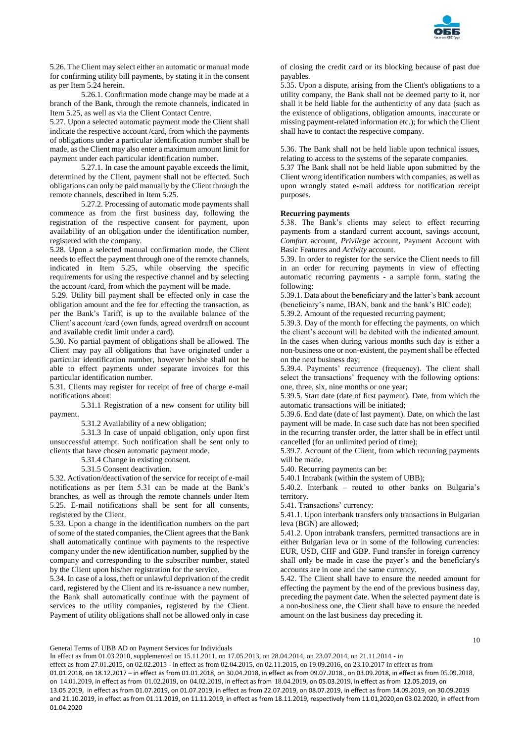5.26. The Client may select either an automatic or manual mode for confirming utility bill payments, by stating it in the consent as per Item 5.24 herein.

5.26.1. Confirmation mode change may be made at a branch of the Bank, through the remote channels, indicated in Item 5.25, as well as via the Client Contact Centre.

5.27. Upon a selected automatic payment mode the Client shall indicate the respective account /card, from which the payments of obligations under a particular identification number shall be made, as the Client may also enter a maximum amount limit for payment under each particular identification number.

5.27.1. In case the amount payable exceeds the limit, determined by the Client, payment shall not be effected. Such obligations can only be paid manually by the Client through the remote channels, described in Item 5.25.

5.27.2. Processing of automatic mode payments shall commence as from the first business day, following the registration of the respective consent for payment, upon availability of an obligation under the identification number, registered with the company.

5.28. Upon a selected manual confirmation mode, the Client needs to effect the payment through one of the remote channels, indicated in Item 5.25, while observing the specific requirements for using the respective channel and by selecting the account /card, from which the payment will be made.

5.29. Utility bill payment shall be effected only in case the obligation amount and the fee for effecting the transaction, as per the Bank's Tariff, is up to the available balance of the Client's account /card (own funds, agreed overdraft on account and available credit limit under a card).

5.30. No partial payment of obligations shall be allowed. The Client may pay all obligations that have originated under a particular identification number, however he/she shall not be able to effect payments under separate invoices for this particular identification number.

5.31. Clients may register for receipt of free of charge e-mail notifications about:

5.31.1 Registration of a new consent for utility bill payment.

5.31.2 Availability of a new obligation;

5.31.3 In case of unpaid obligation, only upon first unsuccessful attempt. Such notification shall be sent only to clients that have chosen automatic payment mode.

5.31.4 Change in existing consent.

5.31.5 Consent deactivation.

5.32. Activation/deactivation of the service for receipt of e-mail notifications as per Item 5.31 can be made at the Bank's branches, as well as through the remote channels under Item 5.25. E-mail notifications shall be sent for all consents, registered by the Client.

5.33. Upon a change in the identification numbers on the part of some of the stated companies, the Client agrees that the Bank shall automatically continue with payments to the respective company under the new identification number, supplied by the company and corresponding to the subscriber number, stated by the Client upon his/her registration for the service.

5.34. In case of a loss, theft or unlawful deprivation of the credit card, registered by the Client and its re-issuance a new number, the Bank shall automatically continue with the payment of services to the utility companies, registered by the Client. Payment of utility obligations shall not be allowed only in case of closing the credit card or its blocking because of past due payables.

5.35. Upon a dispute, arising from the Client's obligations to a utility company, the Bank shall not be deemed party to it, nor shall it be held liable for the authenticity of any data (such as the existence of obligations, obligation amounts, inaccurate or missing payment-related information etc.); for which the Client shall have to contact the respective company.

5.36. The Bank shall not be held liable upon technical issues, relating to access to the systems of the separate companies.

5.37 The Bank shall not be held liable upon submitted by the Client wrong identification numbers with companies, as well as upon wrongly stated e-mail address for notification receipt purposes.

**Recurring payments**

5.38. The Bank's clients may select to effect recurring payments from a standard current account, savings account, *Comfort* account, *Privilege* account, Payment Account with Basic Features and *Activity* account.

5.39. In order to register for the service the Client needs to fill in an order for recurring payments in view of effecting automatic recurring payments - a sample form, stating the following:

5.39.1. Data about the beneficiary and the latter's bank account (beneficiary's name, IBAN, bank and the bank's BIC code);

5.39.2. Amount of the requested recurring payment;

5.39.3. Day of the month for effecting the payments, on which the client's account will be debited with the indicated amount. In the cases when during various months such day is either a non-business one or non-existent, the payment shall be effected on the next business day;

5.39.4. Payments' recurrence (frequency). The client shall select the transactions' frequency with the following options: one, three, six, nine months or one year;

5.39.5. Start date (date of first payment). Date, from which the automatic transactions will be initiated;

5.39.6. End date (date of last payment). Date, on which the last payment will be made. In case such date has not been specified in the recurring transfer order, the latter shall be in effect until cancelled (for an unlimited period of time);

5.39.7. Account of the Client, from which recurring payments will be made.

5.40. Recurring payments can be:

5.40.1 Intrabank (within the system of UBB);

5.40.2. Interbank – routed to other banks on Bulgaria's territory.

5.41. Transactions' currency:

5.41.1. Upon interbank transfers only transactions in Bulgarian leva (BGN) are allowed;

5.41.2. Upon intrabank transfers, permitted transactions are in either Bulgarian leva or in some of the following currencies: EUR, USD, CHF and GBP. Fund transfer in foreign currency shall only be made in case the payer's and the beneficiary's accounts are in one and the same currency.

5.42. The Client shall have to ensure the needed amount for effecting the payment by the end of the previous business day, preceding the payment date. When the selected payment date is a non-business one, the Client shall have to ensure the needed amount on the last business day preceding it.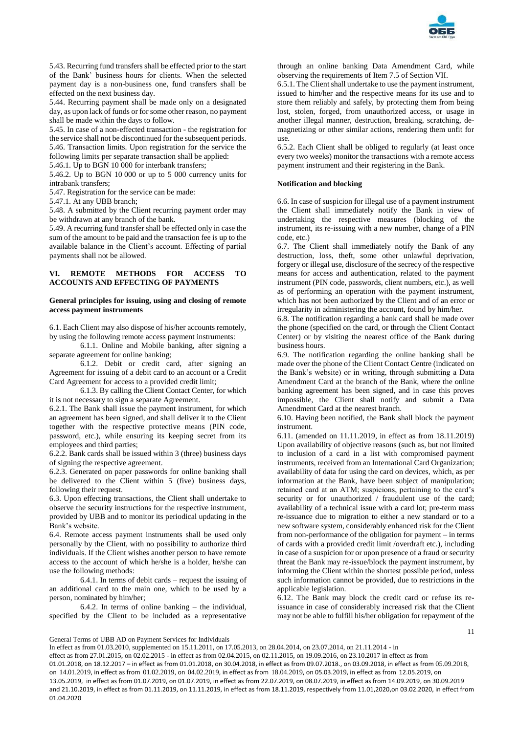5.43. Recurring fund transfers shall be effected prior to the start of the Bank' business hours for clients. When the selected payment day is a non-business one, fund transfers shall be effected on the next business day.

5.44. Recurring payment shall be made only on a designated day, as upon lack of funds or for some other reason, no payment shall be made within the days to follow.

5.45. In case of a non-effected transaction - the registration for the service shall not be discontinued for the subsequent periods.

5.46. Transaction limits. Upon registration for the service the following limits per separate transaction shall be applied:

5.46.1. Up to BGN 10 000 for interbank transfers;

5.46.2. Up to BGN 10 000 or up to 5 000 currency units for intrabank transfers;

5.47. Registration for the service can be made:

5.47.1. At any UBB branch;

5.48. A submitted by the Client recurring payment order may be withdrawn at any branch of the bank.

5.49. A recurring fund transfer shall be effected only in case the sum of the amount to be paid and the transaction fee is up to the available balance in the Client's account. Effecting of partial payments shall not be allowed.

## VI. REMOTE METHODS FOR ACCESS TO ACCOUNTS AND EFFECTING OF PAYMENTS

**General principles for issuing, using and closing of remote access payment instruments**

6.1. Each Client may also dispose of his/her accounts remotely, by using the following remote access payment instruments:

6.1.1. Online and Mobile banking, after signing a separate agreement for online banking;

6.1.2. Debit or credit card, after signing an Agreement for issuing of a debit card to an account or a Credit Card Agreement for access to a provided credit limit;

6.1.3. By calling the Client Contact Center, for which it is not necessary to sign a separate Agreement.

6.2.1. The Bank shall issue the payment instrument, for which an agreement has been signed, and shall deliver it to the Client together with the respective protective means (PIN code, password, etc.), while ensuring its keeping secret from its employees and third parties;

6.2.2. Bank cards shall be issued within 3 (three) business days of signing the respective agreement.

6.2.3. Generated on paper passwords for online banking shall be delivered to the Client within 5 (five) business days, following their request.

6.3. Upon effecting transactions, the Client shall undertake to observe the security instructions for the respective instrument, provided by UBB and to monitor its periodical updating in the Bank's website.

6.4. Remote access payment instruments shall be used only personally by the Client, with no possibility to authorize third individuals. If the Client wishes another person to have remote access to the account of which he/she is a holder, he/she can use the following methods:

6.4.1. In terms of debit cards – request the issuing of an additional card to the main one, which to be used by a person, nominated by him/her;

6.4.2. In terms of online banking – the individual, specified by the Client to be included as a representative through an online banking Data Amendment Card, while observing the requirements of Item 7.5 of Section VII.

6.5.1. The Client shall undertake to use the payment instrument, issued to him/her and the respective means for its use and to store them reliably and safely, by protecting them from being lost, stolen, forged, from unauthorized access, or usage in another illegal manner, destruction, breaking, scratching, de-magnetizing or other similar actions, rendering them unfit for use.

6.5.2. Each Client shall be obliged to regularly (at least once every two weeks) monitor the transactions with a remote access payment instrument and their registering in the Bank.

**Notification and blocking**

6.6. In case of suspicion for illegal use of a payment instrument the Client shall immediately notify the Bank in view of undertaking the respective measures (blocking of the instrument, its re-issuing with a new number, change of a PIN code, etc.)

6.7. The Client shall immediately notify the Bank of any destruction, loss, theft, some other unlawful deprivation, forgery or illegal use, disclosure of the secrecy of the respective means for access and authentication, related to the payment instrument (PIN code, passwords, client numbers, etc.), as well as of performing an operation with the payment instrument, which has not been authorized by the Client and of an error or irregularity in administering the account, found by him/her.

6.8. The notification regarding a bank card shall be made over the phone (specified on the card, or through the Client Contact Center) or by visiting the nearest office of the Bank during business hours.

6.9. The notification regarding the online banking shall be made over the phone of the Client Contact Centre (indicated on the Bank's website) or in writing, through submitting a Data Amendment Card at the branch of the Bank, where the online banking agreement has been signed, and in case this proves impossible, the Client shall notify and submit a Data Amendment Card at the nearest branch.

6.10. Having been notified, the Bank shall block the payment instrument.

6.11. (amended on 11.11.2019, in effect as from 18.11.2019) Upon availability of objective reasons (such as, but not limited to inclusion of a card in a list with compromised payment instruments, received from an International Card Organization; availability of data for using the card on devices, which, as per information at the Bank, have been subject of manipulation; retained card at an ATM; suspicions, pertaining to the card's security or for unauthorized / fraudulent use of the card; availability of a technical issue with a card lot; pre-term mass re-issuance due to migration to either a new standard or to a new software system, considerably enhanced risk for the Client from non-performance of the obligation for payment – in terms of cards with a provided credit limit /overdraft etc.), including in case of a suspicion for or upon presence of a fraud or security threat the Bank may re-issue/block the payment instrument, by informing the Client within the shortest possible period, unless such information cannot be provided, due to restrictions in the applicable legislation.

6.12. The Bank may block the credit card or refuse its re-issuance in case of considerably increased risk that the Client may not be able to fulfill his/her obligation for repayment of the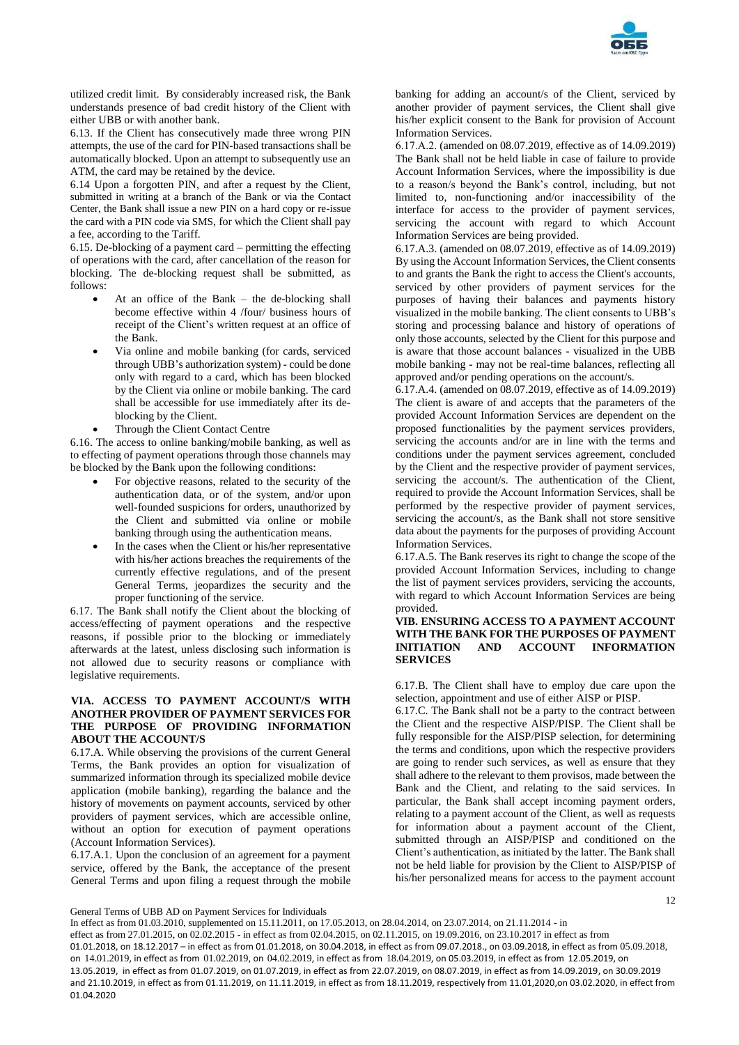utilized credit limit. By considerably increased risk, the Bank understands presence of bad credit history of the Client with either UBB or with another bank.

6.13. If the Client has consecutively made three wrong PIN attempts, the use of the card for PIN-based transactions shall be automatically blocked. Upon an attempt to subsequently use an ATM, the card may be retained by the device.

6.14 Upon a forgotten PIN, and after a request by the Client, submitted in writing at a branch of the Bank or via the Contact Center, the Bank shall issue a new PIN on a hard copy or re-issue the card with a PIN code via SMS, for which the Client shall pay a fee, according to the Tariff.

6.15. De-blocking of a payment card – permitting the effecting of operations with the card, after cancellation of the reason for blocking. The de-blocking request shall be submitted, as follows:

- At an office of the Bank – the de-blocking shall become effective within 4 /four/ business hours of receipt of the Client's written request at an office of the Bank.
- Via online and mobile banking (for cards, serviced through UBB's authorization system) - could be done only with regard to a card, which has been blocked by the Client via online or mobile banking. The card shall be accessible for use immediately after its de-blocking by the Client.
- Through the Client Contact Centre

6.16. The access to online banking/mobile banking, as well as to effecting of payment operations through those channels may be blocked by the Bank upon the following conditions:

- For objective reasons, related to the security of the authentication data, or of the system, and/or upon well-founded suspicions for orders, unauthorized by the Client and submitted via online or mobile banking through using the authentication means.
- In the cases when the Client or his/her representative with his/her actions breaches the requirements of the currently effective regulations, and of the present General Terms, jeopardizes the security and the proper functioning of the service.

6.17. The Bank shall notify the Client about the blocking of access/effecting of payment operations and the respective reasons, if possible prior to the blocking or immediately afterwards at the latest, unless disclosing such information is not allowed due to security reasons or compliance with legislative requirements.

### VIA. ACCESS TO PAYMENT ACCOUNT/S WITH ANOTHER PROVIDER OF PAYMENT SERVICES FOR THE PURPOSE OF PROVIDING INFORMATION ABOUT THE ACCOUNT/S

6.17.A. While observing the provisions of the current General Terms, the Bank provides an option for visualization of summarized information through its specialized mobile device application (mobile banking), regarding the balance and the history of movements on payment accounts, serviced by other providers of payment services, which are accessible online, without an option for execution of payment operations (Account Information Services).

6.17.A.1. Upon the conclusion of an agreement for a payment service, offered by the Bank, the acceptance of the present General Terms and upon filing a request through the mobile banking for adding an account/s of the Client, serviced by another provider of payment services, the Client shall give his/her explicit consent to the Bank for provision of Account Information Services.

6.17.A.2. (amended on 08.07.2019, effective as of 14.09.2019) The Bank shall not be held liable in case of failure to provide Account Information Services, where the impossibility is due to a reason/s beyond the Bank's control, including, but not limited to, non-functioning and/or inaccessibility of the interface for access to the provider of payment services, servicing the account with regard to which Account Information Services are being provided.

6.17.A.3. (amended on 08.07.2019, effective as of 14.09.2019) By using the Account Information Services, the Client consents to and grants the Bank the right to access the Client's accounts, serviced by other providers of payment services for the purposes of having their balances and payments history visualized in the mobile banking. The client consents to UBB's storing and processing balance and history of operations of only those accounts, selected by the Client for this purpose and is aware that those account balances - visualized in the UBB mobile banking - may not be real-time balances, reflecting all approved and/or pending operations on the account/s.

6.17.A.4. (amended on 08.07.2019, effective as of 14.09.2019) The client is aware of and accepts that the parameters of the provided Account Information Services are dependent on the proposed functionalities by the payment services providers, servicing the accounts and/or are in line with the terms and conditions under the payment services agreement, concluded by the Client and the respective provider of payment services, servicing the account/s. The authentication of the Client, required to provide the Account Information Services, shall be performed by the respective provider of payment services, servicing the account/s, as the Bank shall not store sensitive data about the payments for the purposes of providing Account Information Services.

6.17.A.5. The Bank reserves its right to change the scope of the provided Account Information Services, including to change the list of payment services providers, servicing the accounts, with regard to which Account Information Services are being provided.

### VIB. ENSURING ACCESS TO A PAYMENT ACCOUNT WITH THE BANK FOR THE PURPOSES OF PAYMENT INITIATION AND ACCOUNT INFORMATION SERVICES

6.17.B. The Client shall have to employ due care upon the selection, appointment and use of either AISP or PISP.

6.17.C. The Bank shall not be a party to the contract between the Client and the respective AISP/PISP. The Client shall be fully responsible for the AISP/PISP selection, for determining the terms and conditions, upon which the respective providers are going to render such services, as well as ensure that they shall adhere to the relevant to them provisos, made between the Bank and the Client, and relating to the said services. In particular, the Bank shall accept incoming payment orders, relating to a payment account of the Client, as well as requests for information about a payment account of the Client, submitted through an AISP/PISP and conditioned on the Client's authentication, as initiated by the latter. The Bank shall not be held liable for provision by the Client to AISP/PISP of his/her personalized means for access to the payment account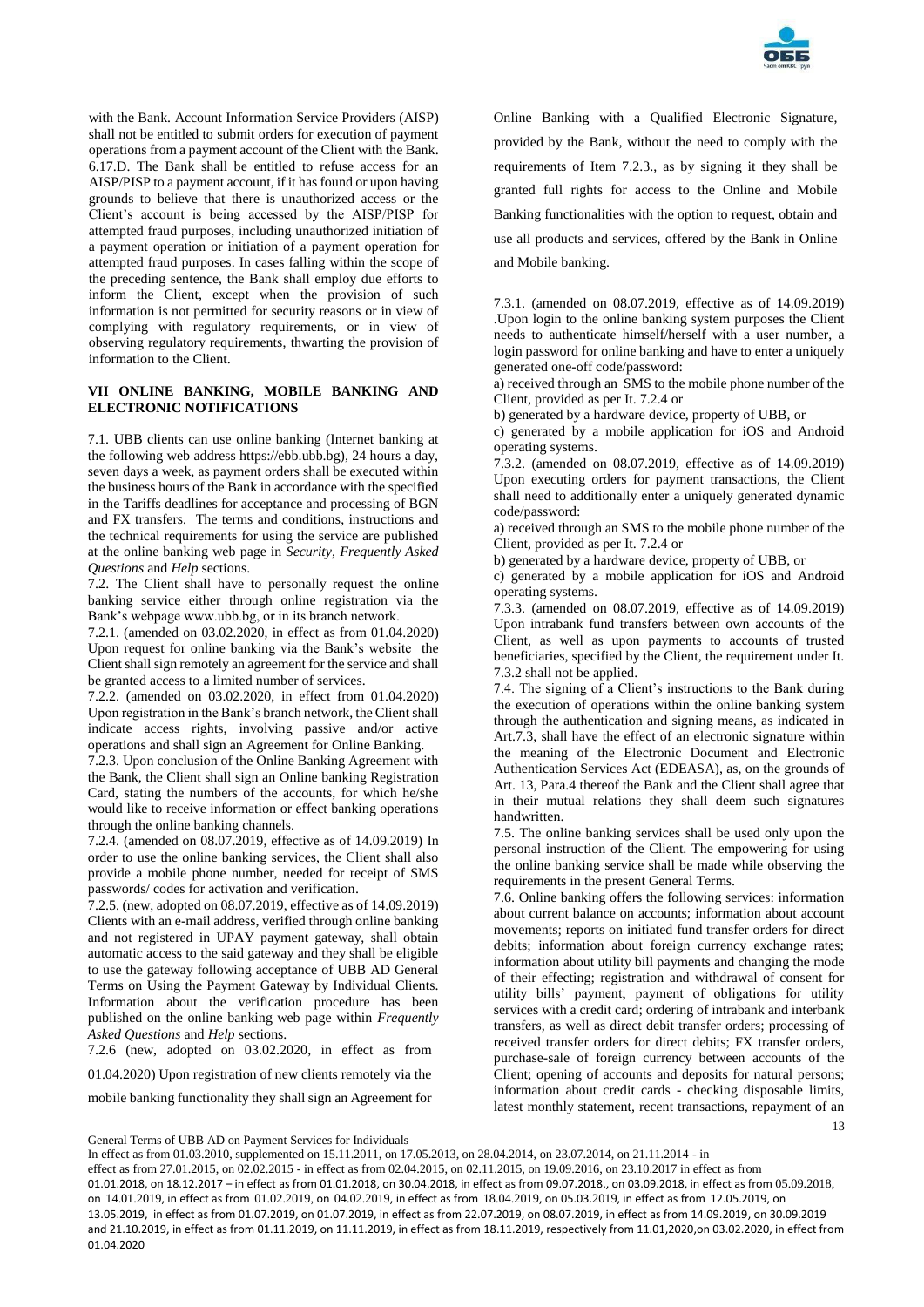with the Bank. Account Information Service Providers (AISP) shall not be entitled to submit orders for execution of payment operations from a payment account of the Client with the Bank.

6.17.D. The Bank shall be entitled to refuse access for an AISP/PISP to a payment account, if it has found or upon having grounds to believe that there is unauthorized access or the Client's account is being accessed by the AISP/PISP for attempted fraud purposes, including unauthorized initiation of a payment operation or initiation of a payment operation for attempted fraud purposes. In cases falling within the scope of the preceding sentence, the Bank shall employ due efforts to inform the Client, except when the provision of such information is not permitted for security reasons or in view of complying with regulatory requirements, or in view of observing regulatory requirements, thwarting the provision of information to the Client.

## VII ONLINE BANKING, MOBILE BANKING AND ELECTRONIC NOTIFICATIONS

7.1. UBB clients can use online banking (Internet banking at the following web address https://ebb.ubb.bg), 24 hours a day, seven days a week, as payment orders shall be executed within the business hours of the Bank in accordance with the specified in the Tariffs deadlines for acceptance and processing of BGN and FX transfers. The terms and conditions, instructions and the technical requirements for using the service are published at the online banking web page in *Security*, *Frequently Asked Questions* and *Help* sections.

7.2. The Client shall have to personally request the online banking service either through online registration via the Bank's webpage www.ubb.bg, or in its branch network.

7.2.1. (amended on 03.02.2020, in effect as from 01.04.2020) Upon request for online banking via the Bank's website the Client shall sign remotely an agreement for the service and shall be granted access to a limited number of services.

7.2.2. (amended on 03.02.2020, in effect from 01.04.2020) Upon registration in the Bank's branch network, the Client shall indicate access rights, involving passive and/or active operations and shall sign an Agreement for Online Banking.

7.2.3. Upon conclusion of the Online Banking Agreement with the Bank, the Client shall sign an Online banking Registration Card, stating the numbers of the accounts, for which he/she would like to receive information or effect banking operations through the online banking channels.

7.2.4. (amended on 08.07.2019, effective as of 14.09.2019) In order to use the online banking services, the Client shall also provide a mobile phone number, needed for receipt of SMS passwords/ codes for activation and verification.

7.2.5. (new, adopted on 08.07.2019, effective as of 14.09.2019) Clients with an e-mail address, verified through online banking and not registered in UPAY payment gateway, shall obtain automatic access to the said gateway and they shall be eligible to use the gateway following acceptance of UBB AD General Terms on Using the Payment Gateway by Individual Clients. Information about the verification procedure has been published on the online banking web page within *Frequently Asked Questions* and *Help* sections.

7.2.6 (new, adopted on 03.02.2020, in effect as from 01.04.2020) Upon registration of new clients remotely via the mobile banking functionality they shall sign an Agreement for Online Banking with a Qualified Electronic Signature, provided by the Bank, without the need to comply with the requirements of Item 7.2.3., as by signing it they shall be granted full rights for access to the Online and Mobile Banking functionalities with the option to request, obtain and use all products and services, offered by the Bank in Online and Mobile banking.

7.3.1. (amended on 08.07.2019, effective as of 14.09.2019) .Upon login to the online banking system purposes the Client needs to authenticate himself/herself with a user number, a login password for online banking and have to enter a uniquely generated one-off code/password:

a) received through an SMS to the mobile phone number of the Client, provided as per It. 7.2.4 or

b) generated by a hardware device, property of UBB, or

c) generated by a mobile application for iOS and Android operating systems.

7.3.2. (amended on 08.07.2019, effective as of 14.09.2019) Upon executing orders for payment transactions, the Client shall need to additionally enter a uniquely generated dynamic code/password:

a) received through an SMS to the mobile phone number of the Client, provided as per It. 7.2.4 or

b) generated by a hardware device, property of UBB, or

c) generated by a mobile application for iOS and Android operating systems.

7.3.3. (amended on 08.07.2019, effective as of 14.09.2019) Upon intrabank fund transfers between own accounts of the Client, as well as upon payments to accounts of trusted beneficiaries, specified by the Client, the requirement under It. 7.3.2 shall not be applied.

7.4. The signing of a Client's instructions to the Bank during the execution of operations within the online banking system through the authentication and signing means, as indicated in Art.7.3, shall have the effect of an electronic signature within the meaning of the Electronic Document and Electronic Authentication Services Act (EDEASA), as, on the grounds of Art. 13, Para.4 thereof the Bank and the Client shall agree that in their mutual relations they shall deem such signatures handwritten.

7.5. The online banking services shall be used only upon the personal instruction of the Client. The empowering for using the online banking service shall be made while observing the requirements in the present General Terms.

7.6. Online banking offers the following services: information about current balance on accounts; information about account movements; reports on initiated fund transfer orders for direct debits; information about foreign currency exchange rates; information about utility bill payments and changing the mode of their effecting; registration and withdrawal of consent for utility bills' payment; payment of obligations for utility services with a credit card; ordering of intrabank and interbank transfers, as well as direct debit transfer orders; processing of received transfer orders for direct debits; FX transfer orders, purchase-sale of foreign currency between accounts of the Client; opening of accounts and deposits for natural persons; information about credit cards - checking disposable limits, latest monthly statement, recent transactions, repayment of an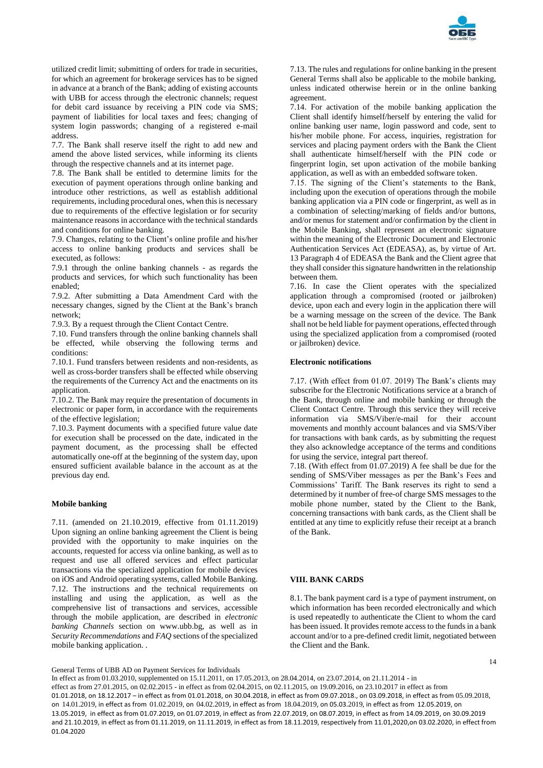utilized credit limit; submitting of orders for trade in securities, for which an agreement for brokerage services has to be signed in advance at a branch of the Bank; adding of existing accounts with UBB for access through the electronic channels; request for debit card issuance by receiving a PIN code via SMS; payment of liabilities for local taxes and fees; changing of system login passwords; changing of a registered e-mail address.

7.7. The Bank shall reserve itself the right to add new and amend the above listed services, while informing its clients through the respective channels and at its internet page.

7.8. The Bank shall be entitled to determine limits for the execution of payment operations through online banking and introduce other restrictions, as well as establish additional requirements, including procedural ones, when this is necessary due to requirements of the effective legislation or for security maintenance reasons in accordance with the technical standards and conditions for online banking.

7.9. Changes, relating to the Client's online profile and his/her access to online banking products and services shall be executed, as follows:

7.9.1 through the online banking channels - as regards the products and services, for which such functionality has been enabled;

7.9.2. After submitting a Data Amendment Card with the necessary changes, signed by the Client at the Bank's branch network;

7.9.3. By a request through the Client Contact Centre.

7.10. Fund transfers through the online banking channels shall be effected, while observing the following terms and conditions:

7.10.1. Fund transfers between residents and non-residents, as well as cross-border transfers shall be effected while observing the requirements of the Currency Act and the enactments on its application.

7.10.2. The Bank may require the presentation of documents in electronic or paper form, in accordance with the requirements of the effective legislation;

7.10.3. Payment documents with a specified future value date for execution shall be processed on the date, indicated in the payment document, as the processing shall be effected automatically one-off at the beginning of the system day, upon ensured sufficient available balance in the account as at the previous day end.

**Mobile banking**

7.11. (amended on 21.10.2019, effective from 01.11.2019) Upon signing an online banking agreement the Client is being provided with the opportunity to make inquiries on the accounts, requested for access via online banking, as well as to request and use all offered services and effect particular transactions via the specialized application for mobile devices on iOS and Android operating systems, called Mobile Banking.

7.12. The instructions and the technical requirements on installing and using the application, as well as the comprehensive list of transactions and services, accessible through the mobile application, are described in *electronic banking Channels* section on www.ubb.bg, as well as in *Security Recommendations* and *FAQ* sections of the specialized mobile banking application. .

7.13. The rules and regulations for online banking in the present General Terms shall also be applicable to the mobile banking, unless indicated otherwise herein or in the online banking agreement.

7.14. For activation of the mobile banking application the Client shall identify himself/herself by entering the valid for online banking user name, login password and code, sent to his/her mobile phone. For access, inquiries, registration for services and placing payment orders with the Bank the Client shall authenticate himself/herself with the PIN code or fingerprint login, set upon activation of the mobile banking application, as well as with an embedded software token.

7.15. The signing of the Client's statements to the Bank, including upon the execution of operations through the mobile banking application via a PIN code or fingerprint, as well as in a combination of selecting/marking of fields and/or buttons, and/or menus for statement and/or confirmation by the client in the Mobile Banking, shall represent an electronic signature within the meaning of the Electronic Document and Electronic Authentication Services Act (EDEASA), as, by virtue of Art. 13 Paragraph 4 of EDEASA the Bank and the Client agree that they shall consider this signature handwritten in the relationship between them.

7.16. In case the Client operates with the specialized application through a compromised (rooted or jailbroken) device, upon each and every login in the application there will be a warning message on the screen of the device. The Bank shall not be held liable for payment operations, effected through using the specialized application from a compromised (rooted or jailbroken) device.

**Electronic notifications**

7.17. (With effect from 01.07. 2019) The Bank's clients may subscribe for the Electronic Notifications service at a branch of the Bank, through online and mobile banking or through the Client Contact Centre. Through this service they will receive information via SMS/Viber/e-mail for their account movements and monthly account balances and via SMS/Viber for transactions with bank cards, as by submitting the request they also acknowledge acceptance of the terms and conditions for using the service, integral part thereof.

7.18. (With effect from 01.07.2019) A fee shall be due for the sending of SMS/Viber messages as per the Bank's Fees and Commissions' Tariff. The Bank reserves its right to send a determined by it number of free-of charge SMS messages to the mobile phone number, stated by the Client to the Bank, concerning transactions with bank cards, as the Client shall be entitled at any time to explicitly refuse their receipt at a branch of the Bank.

## VIII. BANK CARDS

8.1. The bank payment card is a type of payment instrument, on which information has been recorded electronically and which is used repeatedly to authenticate the Client to whom the card has been issued. It provides remote access to the funds in a bank account and/or to a pre-defined credit limit, negotiated between the Client and the Bank.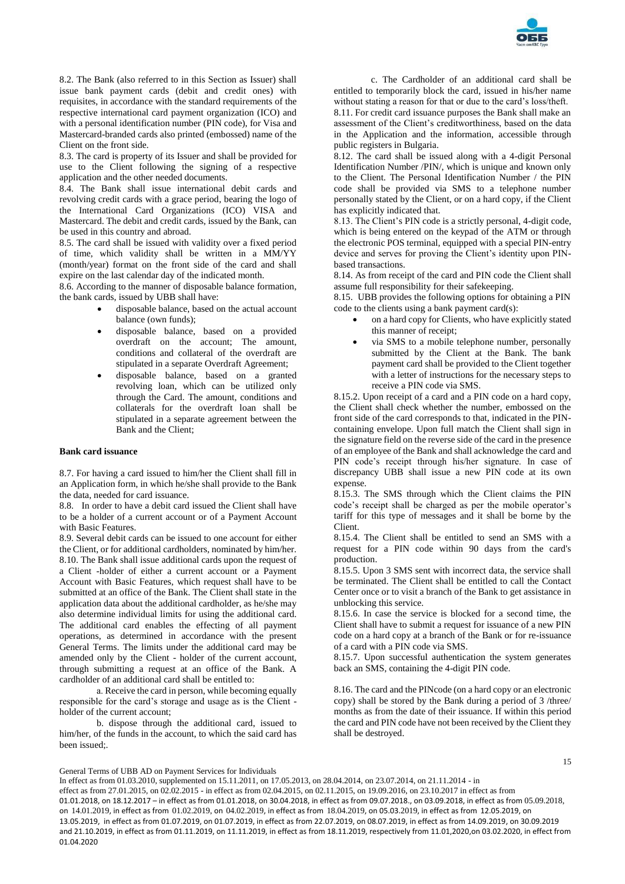8.2. The Bank (also referred to in this Section as Issuer) shall issue bank payment cards (debit and credit ones) with requisites, in accordance with the standard requirements of the respective international card payment organization (ICO) and with a personal identification number (PIN code), for Visa and Mastercard-branded cards also printed (embossed) name of the Client on the front side.

8.3. The card is property of its Issuer and shall be provided for use to the Client following the signing of a respective application and the other needed documents.

8.4. The Bank shall issue international debit cards and revolving credit cards with a grace period, bearing the logo of the International Card Organizations (ICO) VISA and Mastercard. The debit and credit cards, issued by the Bank, can be used in this country and abroad.

8.5. The card shall be issued with validity over a fixed period of time, which validity shall be written in a MM/YY (month/year) format on the front side of the card and shall expire on the last calendar day of the indicated month.

8.6. According to the manner of disposable balance formation, the bank cards, issued by UBB shall have:

- disposable balance, based on the actual account balance (own funds);
- disposable balance, based on a provided overdraft on the account; The amount, conditions and collateral of the overdraft are stipulated in a separate Overdraft Agreement;
- disposable balance, based on a granted revolving loan, which can be utilized only through the Card. The amount, conditions and collaterals for the overdraft loan shall be stipulated in a separate agreement between the Bank and the Client;

**Bank card issuance**

8.7. For having a card issued to him/her the Client shall fill in an Application form, in which he/she shall provide to the Bank the data, needed for card issuance.

8.8. In order to have a debit card issued the Client shall have to be a holder of a current account or of a Payment Account with Basic Features.

8.9. Several debit cards can be issued to one account for either the Client, or for additional cardholders, nominated by him/her.

8.10. The Bank shall issue additional cards upon the request of a Client -holder of either a current account or a Payment Account with Basic Features, which request shall have to be submitted at an office of the Bank. The Client shall state in the application data about the additional cardholder, as he/she may also determine individual limits for using the additional card. The additional card enables the effecting of all payment operations, as determined in accordance with the present General Terms. The limits under the additional card may be amended only by the Client - holder of the current account, through submitting a request at an office of the Bank. A cardholder of an additional card shall be entitled to:

a. Receive the card in person, while becoming equally responsible for the card's storage and usage as is the Client - holder of the current account;

b. dispose through the additional card, issued to him/her, of the funds in the account, to which the said card has been issued;.

c. The Cardholder of an additional card shall be entitled to temporarily block the card, issued in his/her name without stating a reason for that or due to the card's loss/theft.

8.11. For credit card issuance purposes the Bank shall make an assessment of the Client's creditworthiness, based on the data in the Application and the information, accessible through public registers in Bulgaria.

8.12. The card shall be issued along with a 4-digit Personal Identification Number /PIN/, which is unique and known only to the Client. The Personal Identification Number / the PIN code shall be provided via SMS to a telephone number personally stated by the Client, or on a hard copy, if the Client has explicitly indicated that.

8.13. The Client's PIN code is a strictly personal, 4-digit code, which is being entered on the keypad of the ATM or through the electronic POS terminal, equipped with a special PIN-entry device and serves for proving the Client's identity upon PIN-based transactions.

8.14. As from receipt of the card and PIN code the Client shall assume full responsibility for their safekeeping.

8.15. UBB provides the following options for obtaining a PIN code to the clients using a bank payment card(s):

- on a hard copy for Clients, who have explicitly stated this manner of receipt;
- via SMS to a mobile telephone number, personally submitted by the Client at the Bank. The bank payment card shall be provided to the Client together with a letter of instructions for the necessary steps to receive a PIN code via SMS.

8.15.2. Upon receipt of a card and a PIN code on a hard copy, the Client shall check whether the number, embossed on the front side of the card corresponds to that, indicated in the PIN-containing envelope. Upon full match the Client shall sign in the signature field on the reverse side of the card in the presence of an employee of the Bank and shall acknowledge the card and PIN code's receipt through his/her signature. In case of discrepancy UBB shall issue a new PIN code at its own expense.

8.15.3. The SMS through which the Client claims the PIN code's receipt shall be charged as per the mobile operator's tariff for this type of messages and it shall be borne by the Client.

8.15.4. The Client shall be entitled to send an SMS with a request for a PIN code within 90 days from the card's production.

8.15.5. Upon 3 SMS sent with incorrect data, the service shall be terminated. The Client shall be entitled to call the Contact Center once or to visit a branch of the Bank to get assistance in unblocking this service.

8.15.6. In case the service is blocked for a second time, the Client shall have to submit a request for issuance of a new PIN code on a hard copy at a branch of the Bank or for re-issuance of a card with a PIN code via SMS.

8.15.7. Upon successful authentication the system generates back an SMS, containing the 4-digit PIN code.

8.16. The card and the PINcode (on a hard copy or an electronic copy) shall be stored by the Bank during a period of 3 /three/ months as from the date of their issuance. If within this period the card and PIN code have not been received by the Client they shall be destroyed.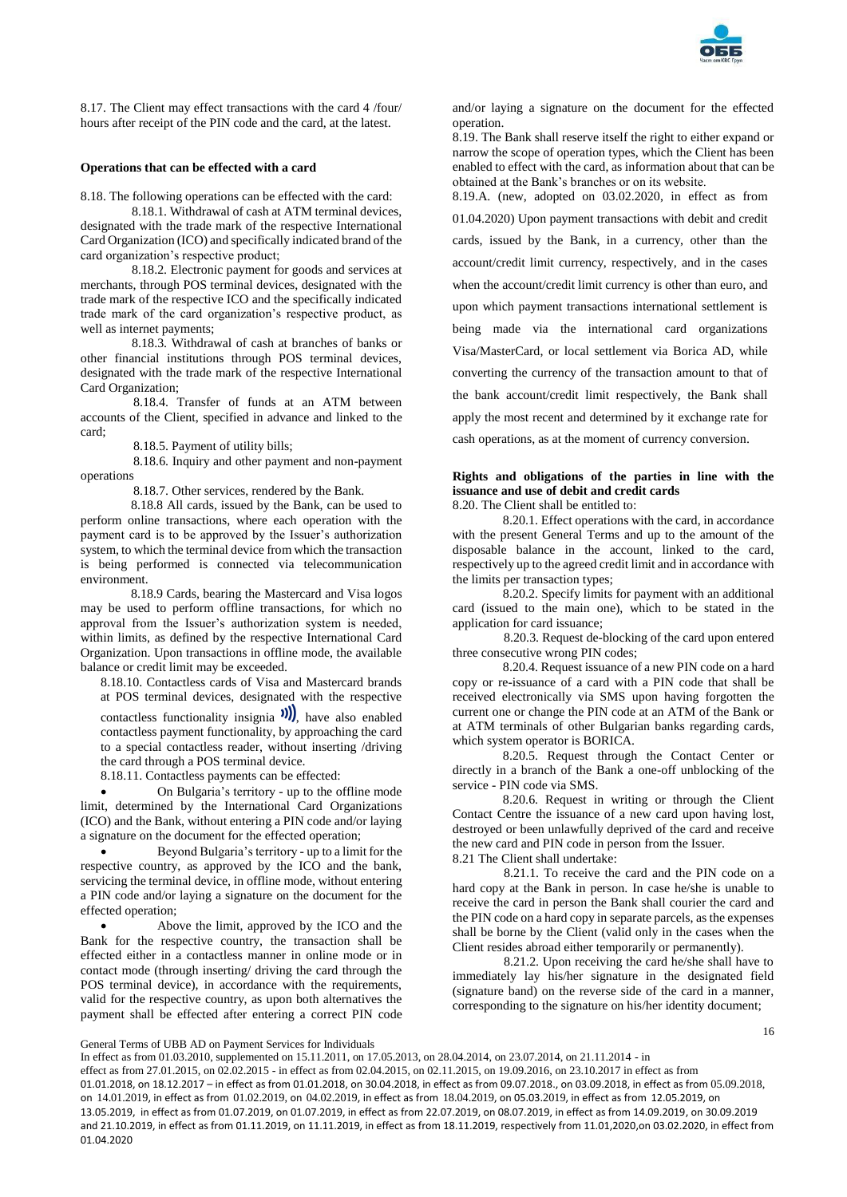8.17. The Client may effect transactions with the card 4 /four/ hours after receipt of the PIN code and the card, at the latest.

**Operations that can be effected with a card**

8.18. The following operations can be effected with the card:

8.18.1. Withdrawal of cash at ATM terminal devices, designated with the trade mark of the respective International Card Organization (ICO) and specifically indicated brand of the card organization's respective product;

8.18.2. Electronic payment for goods and services at merchants, through POS terminal devices, designated with the trade mark of the respective ICO and the specifically indicated trade mark of the card organization's respective product, as well as internet payments;

8.18.3. Withdrawal of cash at branches of banks or other financial institutions through POS terminal devices, designated with the trade mark of the respective International Card Organization;

8.18.4. Transfer of funds at an ATM between accounts of the Client, specified in advance and linked to the card;

8.18.5. Payment of utility bills;

8.18.6. Inquiry and other payment and non-payment operations

8.18.7. Other services, rendered by the Bank.

8.18.8 All cards, issued by the Bank, can be used to perform online transactions, where each operation with the payment card is to be approved by the Issuer's authorization system, to which the terminal device from which the transaction is being performed is connected via telecommunication environment.

8.18.9 Cards, bearing the Mastercard and Visa logos may be used to perform offline transactions, for which no approval from the Issuer's authorization system is needed, within limits, as defined by the respective International Card Organization. Upon transactions in offline mode, the available balance or credit limit may be exceeded.

8.18.10. Contactless cards of Visa and Mastercard brands at POS terminal devices, designated with the respective contactless functionality insignia, have also enabled contactless payment functionality, by approaching the card to a special contactless reader, without inserting /driving the card through a POS terminal device.

8.18.11. Contactless payments can be effected:

- On Bulgaria's territory - up to the offline mode limit, determined by the International Card Organizations (ICO) and the Bank, without entering a PIN code and/or laying a signature on the document for the effected operation;
- Beyond Bulgaria's territory - up to a limit for the respective country, as approved by the ICO and the bank, servicing the terminal device, in offline mode, without entering a PIN code and/or laying a signature on the document for the effected operation;
- Above the limit, approved by the ICO and the Bank for the respective country, the transaction shall be effected either in a contactless manner in online mode or in contact mode (through inserting/ driving the card through the POS terminal device), in accordance with the requirements, valid for the respective country, as upon both alternatives the payment shall be effected after entering a correct PIN code and/or laying a signature on the document for the effected operation.

8.19. The Bank shall reserve itself the right to either expand or narrow the scope of operation types, which the Client has been enabled to effect with the card, as information about that can be obtained at the Bank's branches or on its website.

8.19.A. (new, adopted on 03.02.2020, in effect as from 01.04.2020) Upon payment transactions with debit and credit cards, issued by the Bank, in a currency, other than the account/credit limit currency, respectively, and in the cases when the account/credit limit currency is other than euro, and upon which payment transactions international settlement is being made via the international card organizations Visa/MasterCard, or local settlement via Borica AD, while converting the currency of the transaction amount to that of the bank account/credit limit respectively, the Bank shall apply the most recent and determined by it exchange rate for cash operations, as at the moment of currency conversion.

**Rights and obligations of the parties in line with the issuance and use of debit and credit cards**

8.20. The Client shall be entitled to:

8.20.1. Effect operations with the card, in accordance with the present General Terms and up to the amount of the disposable balance in the account, linked to the card, respectively up to the agreed credit limit and in accordance with the limits per transaction types;

8.20.2. Specify limits for payment with an additional card (issued to the main one), which to be stated in the application for card issuance;

8.20.3. Request de-blocking of the card upon entered three consecutive wrong PIN codes;

8.20.4. Request issuance of a new PIN code on a hard copy or re-issuance of a card with a PIN code that shall be received electronically via SMS upon having forgotten the current one or change the PIN code at an ATM of the Bank or at ATM terminals of other Bulgarian banks regarding cards, which system operator is BORICA.

8.20.5. Request through the Contact Center or directly in a branch of the Bank a one-off unblocking of the service - PIN code via SMS.

8.20.6. Request in writing or through the Client Contact Centre the issuance of a new card upon having lost, destroyed or been unlawfully deprived of the card and receive the new card and PIN code in person from the Issuer.

8.21 The Client shall undertake:

8.21.1. To receive the card and the PIN code on a hard copy at the Bank in person. In case he/she is unable to receive the card in person the Bank shall courier the card and the PIN code on a hard copy in separate parcels, as the expenses shall be borne by the Client (valid only in the cases when the Client resides abroad either temporarily or permanently).

8.21.2. Upon receiving the card he/she shall have to immediately lay his/her signature in the designated field (signature band) on the reverse side of the card in a manner, corresponding to the signature on his/her identity document;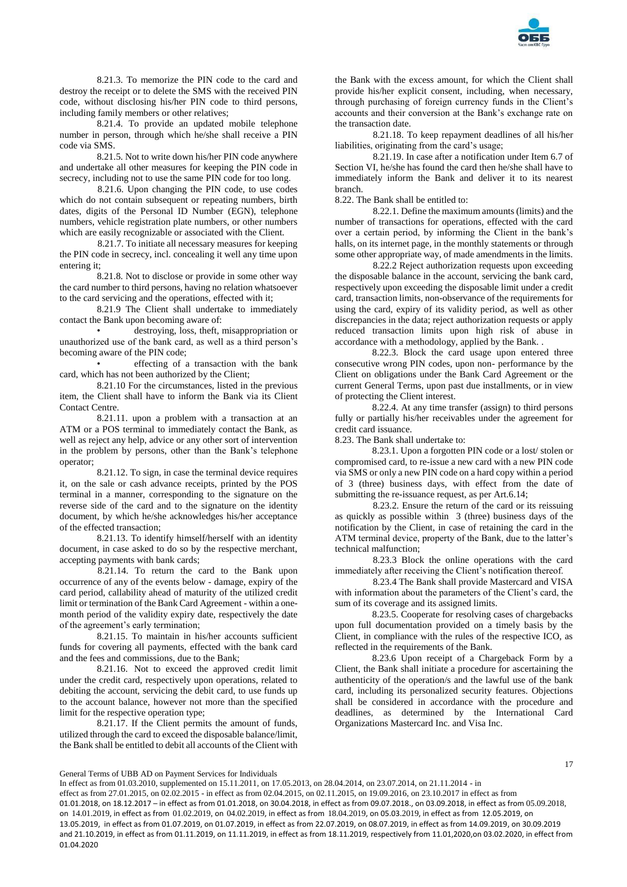8.21.3. To memorize the PIN code to the card and destroy the receipt or to delete the SMS with the received PIN code, without disclosing his/her PIN code to third persons, including family members or other relatives;

8.21.4. To provide an updated mobile telephone number in person, through which he/she shall receive a PIN code via SMS.

8.21.5. Not to write down his/her PIN code anywhere and undertake all other measures for keeping the PIN code in secrecy, including not to use the same PIN code for too long.

8.21.6. Upon changing the PIN code, to use codes which do not contain subsequent or repeating numbers, birth dates, digits of the Personal ID Number (EGN), telephone numbers, vehicle registration plate numbers, or other numbers which are easily recognizable or associated with the Client.

8.21.7. To initiate all necessary measures for keeping the PIN code in secrecy, incl. concealing it well any time upon entering it;

8.21.8. Not to disclose or provide in some other way the card number to third persons, having no relation whatsoever to the card servicing and the operations, effected with it;

8.21.9 The Client shall undertake to immediately contact the Bank upon becoming aware of:

- destroying, loss, theft, misappropriation or unauthorized use of the bank card, as well as a third person's becoming aware of the PIN code;
- effecting of a transaction with the bank card, which has not been authorized by the Client;

8.21.10 For the circumstances, listed in the previous item, the Client shall have to inform the Bank via its Client Contact Centre.

8.21.11. upon a problem with a transaction at an ATM or a POS terminal to immediately contact the Bank, as well as reject any help, advice or any other sort of intervention in the problem by persons, other than the Bank's telephone operator;

8.21.12. To sign, in case the terminal device requires it, on the sale or cash advance receipts, printed by the POS terminal in a manner, corresponding to the signature on the reverse side of the card and to the signature on the identity document, by which he/she acknowledges his/her acceptance of the effected transaction;

8.21.13. To identify himself/herself with an identity document, in case asked to do so by the respective merchant, accepting payments with bank cards;

8.21.14. To return the card to the Bank upon occurrence of any of the events below - damage, expiry of the card period, callability ahead of maturity of the utilized credit limit or termination of the Bank Card Agreement - within a one-month period of the validity expiry date, respectively the date of the agreement's early termination;

8.21.15. To maintain in his/her accounts sufficient funds for covering all payments, effected with the bank card and the fees and commissions, due to the Bank;

8.21.16. Not to exceed the approved credit limit under the credit card, respectively upon operations, related to debiting the account, servicing the debit card, to use funds up to the account balance, however not more than the specified limit for the respective operation type;

8.21.17. If the Client permits the amount of funds, utilized through the card to exceed the disposable balance/limit, the Bank shall be entitled to debit all accounts of the Client with the Bank with the excess amount, for which the Client shall provide his/her explicit consent, including, when necessary, through purchasing of foreign currency funds in the Client's accounts and their conversion at the Bank's exchange rate on the transaction date.

8.21.18. To keep repayment deadlines of all his/her liabilities, originating from the card's usage;

8.21.19. In case after a notification under Item 6.7 of Section VI, he/she has found the card then he/she shall have to immediately inform the Bank and deliver it to its nearest branch.

8.22. The Bank shall be entitled to:

8.22.1. Define the maximum amounts (limits) and the number of transactions for operations, effected with the card over a certain period, by informing the Client in the bank's halls, on its internet page, in the monthly statements or through some other appropriate way, of made amendments in the limits.

8.22.2 Reject authorization requests upon exceeding the disposable balance in the account, servicing the bank card, respectively upon exceeding the disposable limit under a credit card, transaction limits, non-observance of the requirements for using the card, expiry of its validity period, as well as other discrepancies in the data; reject authorization requests or apply reduced transaction limits upon high risk of abuse in accordance with a methodology, applied by the Bank. .

8.22.3. Block the card usage upon entered three consecutive wrong PIN codes, upon non- performance by the Client on obligations under the Bank Card Agreement or the current General Terms, upon past due installments, or in view of protecting the Client interest.

8.22.4. At any time transfer (assign) to third persons fully or partially his/her receivables under the agreement for credit card issuance.

8.23. The Bank shall undertake to:

8.23.1. Upon a forgotten PIN code or a lost/ stolen or compromised card, to re-issue a new card with a new PIN code via SMS or only a new PIN code on a hard copy within a period of 3 (three) business days, with effect from the date of submitting the re-issuance request, as per Art.6.14;

8.23.2. Ensure the return of the card or its reissuing as quickly as possible within 3 (three) business days of the notification by the Client, in case of retaining the card in the ATM terminal device, property of the Bank, due to the latter's technical malfunction;

8.23.3 Block the online operations with the card immediately after receiving the Client's notification thereof.

8.23.4 The Bank shall provide Mastercard and VISA with information about the parameters of the Client's card, the sum of its coverage and its assigned limits.

8.23.5. Cooperate for resolving cases of chargebacks upon full documentation provided on a timely basis by the Client, in compliance with the rules of the respective ICO, as reflected in the requirements of the Bank.

8.23.6 Upon receipt of a Chargeback Form by a Client, the Bank shall initiate a procedure for ascertaining the authenticity of the operation/s and the lawful use of the bank card, including its personalized security features. Objections shall be considered in accordance with the procedure and deadlines, as determined by the International Card Organizations Mastercard Inc. and Visa Inc.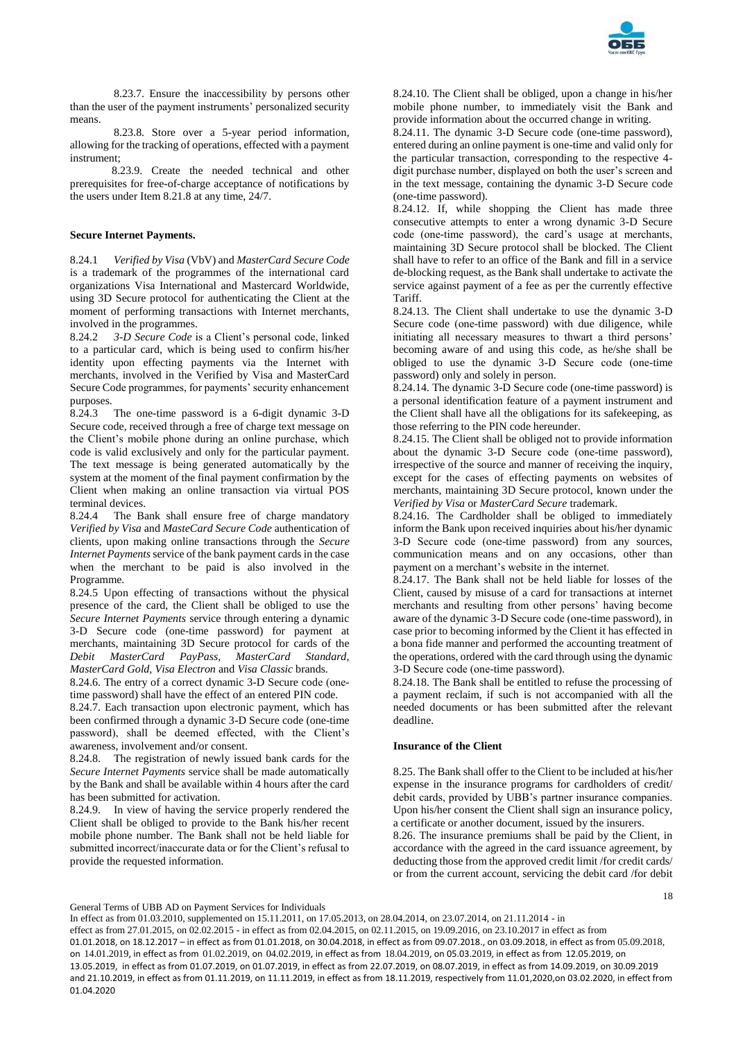8.23.7. Ensure the inaccessibility by persons other than the user of the payment instruments' personalized security means.

8.23.8. Store over a 5-year period information, allowing for the tracking of operations, effected with a payment instrument;

8.23.9. Create the needed technical and other prerequisites for free-of-charge acceptance of notifications by the users under Item 8.21.8 at any time, 24/7.

**Secure Internet Payments.**

8.24.1 *Verified by Visa* (VbV) and *MasterCard Secure Code* is a trademark of the programmes of the international card organizations Visa International and Mastercard Worldwide, using 3D Secure protocol for authenticating the Client at the moment of performing transactions with Internet merchants, involved in the programmes.

8.24.2 *3-D Secure Code* is a Client's personal code, linked to a particular card, which is being used to confirm his/her identity upon effecting payments via the Internet with merchants, involved in the Verified by Visa and MasterCard Secure Code programmes, for payments' security enhancement purposes.

8.24.3 The one-time password is a 6-digit dynamic 3-D Secure code, received through a free of charge text message on the Client's mobile phone during an online purchase, which code is valid exclusively and only for the particular payment. The text message is being generated automatically by the system at the moment of the final payment confirmation by the Client when making an online transaction via virtual POS terminal devices.

8.24.4 The Bank shall ensure free of charge mandatory *Verified by Visa* and *MasteCard Secure Code* authentication of clients, upon making online transactions through the *Secure Internet Payments* service of the bank payment cards in the case when the merchant to be paid is also involved in the Programme.

8.24.5 Upon effecting of transactions without the physical presence of the card, the Client shall be obliged to use the *Secure Internet Payments* service through entering a dynamic 3-D Secure code (one-time password) for payment at merchants, maintaining 3D Secure protocol for cards of the *Debit MasterCard PayPass, MasterCard Standard, MasterCard Gold, Visa Electron* and *Visa Classic* brands.

8.24.6. The entry of a correct dynamic 3-D Secure code (one-time password) shall have the effect of an entered PIN code.

8.24.7. Each transaction upon electronic payment, which has been confirmed through a dynamic 3-D Secure code (one-time password), shall be deemed effected, with the Client's awareness, involvement and/or consent.

8.24.8. The registration of newly issued bank cards for the *Secure Internet Payments* service shall be made automatically by the Bank and shall be available within 4 hours after the card has been submitted for activation.

8.24.9. In view of having the service properly rendered the Client shall be obliged to provide to the Bank his/her recent mobile phone number. The Bank shall not be held liable for submitted incorrect/inaccurate data or for the Client's refusal to provide the requested information.

8.24.10. The Client shall be obliged, upon a change in his/her mobile phone number, to immediately visit the Bank and provide information about the occurred change in writing.

8.24.11. The dynamic 3-D Secure code (one-time password), entered during an online payment is one-time and valid only for the particular transaction, corresponding to the respective 4-digit purchase number, displayed on both the user's screen and in the text message, containing the dynamic 3-D Secure code (one-time password).

8.24.12. If, while shopping the Client has made three consecutive attempts to enter a wrong dynamic 3-D Secure code (one-time password), the card's usage at merchants, maintaining 3D Secure protocol shall be blocked. The Client shall have to refer to an office of the Bank and fill in a service de-blocking request, as the Bank shall undertake to activate the service against payment of a fee as per the currently effective Tariff.

8.24.13. The Client shall undertake to use the dynamic 3-D Secure code (one-time password) with due diligence, while initiating all necessary measures to thwart a third persons' becoming aware of and using this code, as he/she shall be obliged to use the dynamic 3-D Secure code (one-time password) only and solely in person.

8.24.14. The dynamic 3-D Secure code (one-time password) is a personal identification feature of a payment instrument and the Client shall have all the obligations for its safekeeping, as those referring to the PIN code hereunder.

8.24.15. The Client shall be obliged not to provide information about the dynamic 3-D Secure code (one-time password), irrespective of the source and manner of receiving the inquiry, except for the cases of effecting payments on websites of merchants, maintaining 3D Secure protocol, known under the *Verified by Visa* or *MasterCard Secure* trademark.

8.24.16. The Cardholder shall be obliged to immediately inform the Bank upon received inquiries about his/her dynamic 3-D Secure code (one-time password) from any sources, communication means and on any occasions, other than payment on a merchant's website in the internet.

8.24.17. The Bank shall not be held liable for losses of the Client, caused by misuse of a card for transactions at internet merchants and resulting from other persons' having become aware of the dynamic 3-D Secure code (one-time password), in case prior to becoming informed by the Client it has effected in a bona fide manner and performed the accounting treatment of the operations, ordered with the card through using the dynamic 3-D Secure code (one-time password).

8.24.18. The Bank shall be entitled to refuse the processing of a payment reclaim, if such is not accompanied with all the needed documents or has been submitted after the relevant deadline.

**Insurance of the Client**

8.25. The Bank shall offer to the Client to be included at his/her expense in the insurance programs for cardholders of credit/ debit cards, provided by UBB's partner insurance companies. Upon his/her consent the Client shall sign an insurance policy, a certificate or another document, issued by the insurers.

8.26. The insurance premiums shall be paid by the Client, in accordance with the agreed in the card issuance agreement, by deducting those from the approved credit limit /for credit cards/ or from the current account, servicing the debit card /for debit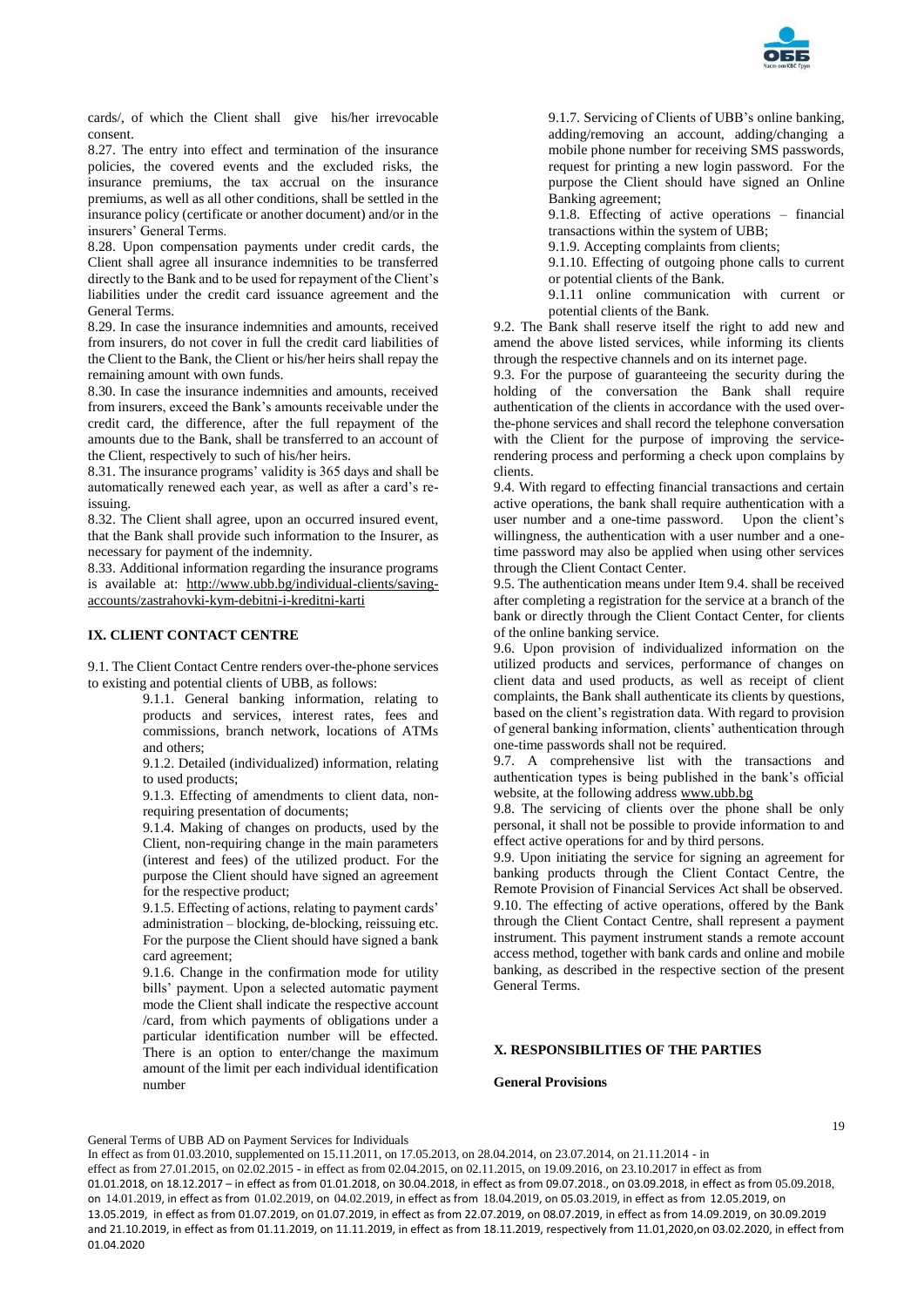cards/, of which the Client shall give his/her irrevocable consent.

8.27. The entry into effect and termination of the insurance policies, the covered events and the excluded risks, the insurance premiums, the tax accrual on the insurance premiums, as well as all other conditions, shall be settled in the insurance policy (certificate or another document) and/or in the insurers' General Terms.

8.28. Upon compensation payments under credit cards, the Client shall agree all insurance indemnities to be transferred directly to the Bank and to be used for repayment of the Client's liabilities under the credit card issuance agreement and the General Terms.

8.29. In case the insurance indemnities and amounts, received from insurers, do not cover in full the credit card liabilities of the Client to the Bank, the Client or his/her heirs shall repay the remaining amount with own funds.

8.30. In case the insurance indemnities and amounts, received from insurers, exceed the Bank's amounts receivable under the credit card, the difference, after the full repayment of the amounts due to the Bank, shall be transferred to an account of the Client, respectively to such of his/her heirs.

8.31. The insurance programs' validity is 365 days and shall be automatically renewed each year, as well as after a card's re-issuing.

8.32. The Client shall agree, upon an occurred insured event, that the Bank shall provide such information to the Insurer, as necessary for payment of the indemnity.

8.33. Additional information regarding the insurance programs is available at: http://www.ubb.bg/individual-clients/saving-accounts/zastrahovki-kym-debitni-i-kreditni-karti

## IX. CLIENT CONTACT CENTRE

9.1. The Client Contact Centre renders over-the-phone services to existing and potential clients of UBB, as follows:

> 9.1.1. General banking information, relating to products and services, interest rates, fees and commissions, branch network, locations of ATMs and others;
>
> 9.1.2. Detailed (individualized) information, relating to used products;
>
> 9.1.3. Effecting of amendments to client data, non-requiring presentation of documents;
>
> 9.1.4. Making of changes on products, used by the Client, non-requiring change in the main parameters (interest and fees) of the utilized product. For the purpose the Client should have signed an agreement for the respective product;
>
> 9.1.5. Effecting of actions, relating to payment cards' administration – blocking, de-blocking, reissuing etc. For the purpose the Client should have signed a bank card agreement;
>
> 9.1.6. Change in the confirmation mode for utility bills' payment. Upon a selected automatic payment mode the Client shall indicate the respective account /card, from which payments of obligations under a particular identification number will be effected. There is an option to enter/change the maximum amount of the limit per each individual identification number
>
> 9.1.7. Servicing of Clients of UBB's online banking, adding/removing an account, adding/changing a mobile phone number for receiving SMS passwords, request for printing a new login password. For the purpose the Client should have signed an Online Banking agreement;
>
> 9.1.8. Effecting of active operations – financial transactions within the system of UBB;
>
> 9.1.9. Accepting complaints from clients;
>
> 9.1.10. Effecting of outgoing phone calls to current or potential clients of the Bank.
>
> 9.1.11 online communication with current or potential clients of the Bank.

9.2. The Bank shall reserve itself the right to add new and amend the above listed services, while informing its clients through the respective channels and on its internet page.

9.3. For the purpose of guaranteeing the security during the holding of the conversation the Bank shall require authentication of the clients in accordance with the used over-the-phone services and shall record the telephone conversation with the Client for the purpose of improving the service-rendering process and performing a check upon complains by clients.

9.4. With regard to effecting financial transactions and certain active operations, the bank shall require authentication with a user number and a one-time password. Upon the client's willingness, the authentication with a user number and a one-time password may also be applied when using other services through the Client Contact Center.

9.5. The authentication means under Item 9.4. shall be received after completing a registration for the service at a branch of the bank or directly through the Client Contact Center, for clients of the online banking service.

9.6. Upon provision of individualized information on the utilized products and services, performance of changes on client data and used products, as well as receipt of client complaints, the Bank shall authenticate its clients by questions, based on the client's registration data. With regard to provision of general banking information, clients' authentication through one-time passwords shall not be required.

9.7. A comprehensive list with the transactions and authentication types is being published in the bank's official website, at the following address www.ubb.bg

9.8. The servicing of clients over the phone shall be only personal, it shall not be possible to provide information to and effect active operations for and by third persons.

9.9. Upon initiating the service for signing an agreement for banking products through the Client Contact Centre, the Remote Provision of Financial Services Act shall be observed.

9.10. The effecting of active operations, offered by the Bank through the Client Contact Centre, shall represent a payment instrument. This payment instrument stands a remote account access method, together with bank cards and online and mobile banking, as described in the respective section of the present General Terms.

## X. RESPONSIBILITIES OF THE PARTIES

### General Provisions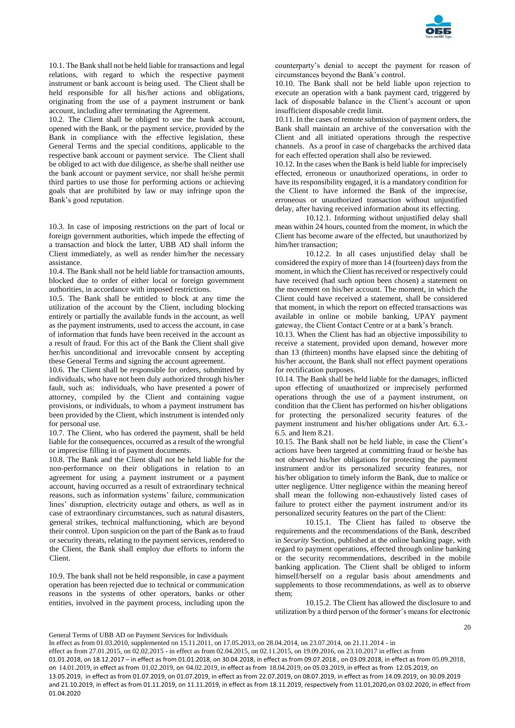10.1. The Bank shall not be held liable for transactions and legal relations, with regard to which the respective payment instrument or bank account is being used. The Client shall be held responsible for all his/her actions and obligations, originating from the use of a payment instrument or bank account, including after terminating the Agreement.

10.2. The Client shall be obliged to use the bank account, opened with the Bank, or the payment service, provided by the Bank in compliance with the effective legislation, these General Terms and the special conditions, applicable to the respective bank account or payment service. The Client shall be obliged to act with due diligence, as she/he shall neither use the bank account or payment service, nor shall he/she permit third parties to use those for performing actions or achieving goals that are prohibited by law or may infringe upon the Bank's good reputation.

10.3. In case of imposing restrictions on the part of local or foreign government authorities, which impede the effecting of a transaction and block the latter, UBB AD shall inform the Client immediately, as well as render him/her the necessary assistance.

10.4. The Bank shall not be held liable for transaction amounts, blocked due to order of either local or foreign government authorities, in accordance with imposed restrictions.

10.5. The Bank shall be entitled to block at any time the utilization of the account by the Client, including blocking entirely or partially the available funds in the account, as well as the payment instruments, used to access the account, in case of information that funds have been received in the account as a result of fraud. For this act of the Bank the Client shall give her/his unconditional and irrevocable consent by accepting these General Terms and signing the account agreement.

10.6. The Client shall be responsible for orders, submitted by individuals, who have not been duly authorized through his/her fault, such as: individuals, who have presented a power of attorney, compiled by the Client and containing vague provisions, or individuals, to whom a payment instrument has been provided by the Client, which instrument is intended only for personal use.

10.7. The Client, who has ordered the payment, shall be held liable for the consequences, occurred as a result of the wrongful or imprecise filling in of payment documents.

10.8. The Bank and the Client shall not be held liable for the non-performance on their obligations in relation to an agreement for using a payment instrument or a payment account, having occurred as a result of extraordinary technical reasons, such as information systems' failure, communication lines' disruption, electricity outage and others, as well as in case of extraordinary circumstances, such as natural disasters, general strikes, technical malfunctioning, which are beyond their control. Upon suspicion on the part of the Bank as to fraud or security threats, relating to the payment services, rendered to the Client, the Bank shall employ due efforts to inform the Client.

10.9. The bank shall not be held responsible, in case a payment operation has been rejected due to technical or communication reasons in the systems of other operators, banks or other entities, involved in the payment process, including upon the counterparty's denial to accept the payment for reason of circumstances beyond the Bank's control.

10.10. The Bank shall not be held liable upon rejection to execute an operation with a bank payment card, triggered by lack of disposable balance in the Client's account or upon insufficient disposable credit limit.

10.11. In the cases of remote submission of payment orders, the Bank shall maintain an archive of the conversation with the Client and all initiated operations through the respective channels. As a proof in case of chargebacks the archived data for each effected operation shall also be reviewed.

10.12. In the cases when the Bank is held liable for imprecisely effected, erroneous or unauthorized operations, in order to have its responsibility engaged, it is a mandatory condition for the Client to have informed the Bank of the imprecise, erroneous or unauthorized transaction without unjustified delay, after having received information about its effecting.

10.12.1. Informing without unjustified delay shall mean within 24 hours, counted from the moment, in which the Client has become aware of the effected, but unauthorized by him/her transaction;

10.12.2. In all cases unjustified delay shall be considered the expiry of more than 14 (fourteen) days from the moment, in which the Client has received or respectively could have received (had such option been chosen) a statement on the movement on his/her account. The moment, in which the Client could have received a statement, shall be considered that moment, in which the report on effected transactions was available in online or mobile banking, UPAY payment gateway, the Client Contact Centre or at a bank's branch.

10.13. When the Client has had an objective impossibility to receive a statement, provided upon demand, however more than 13 (thirteen) months have elapsed since the debiting of his/her account, the Bank shall not effect payment operations for rectification purposes.

10.14. The Bank shall be held liable for the damages, inflicted upon effecting of unauthorized or imprecisely performed operations through the use of a payment instrument, on condition that the Client has performed on his/her obligations for protecting the personalized security features of the payment instrument and his/her obligations under Art. 6.3.-6.5. and Item 8.21.

10.15. The Bank shall not be held liable, in case the Client's actions have been targeted at committing fraud or he/she has not observed his/her obligations for protecting the payment instrument and/or its personalized security features, nor his/her obligation to timely inform the Bank, due to malice or utter negligence. Utter negligence within the meaning hereof shall mean the following non-exhaustively listed cases of failure to protect either the payment instrument and/or its personalized security features on the part of the Client:

10.15.1. The Client has failed to observe the requirements and the recommendations of the Bank, described in *Security* Section, published at the online banking page, with regard to payment operations, effected through online banking or the security recommendations, described in the mobile banking application. The Client shall be obliged to inform himself/herself on a regular basis about amendments and supplements to those recommendations, as well as to observe them;

10.15.2. The Client has allowed the disclosure to and utilization by a third person of the former's means for electronic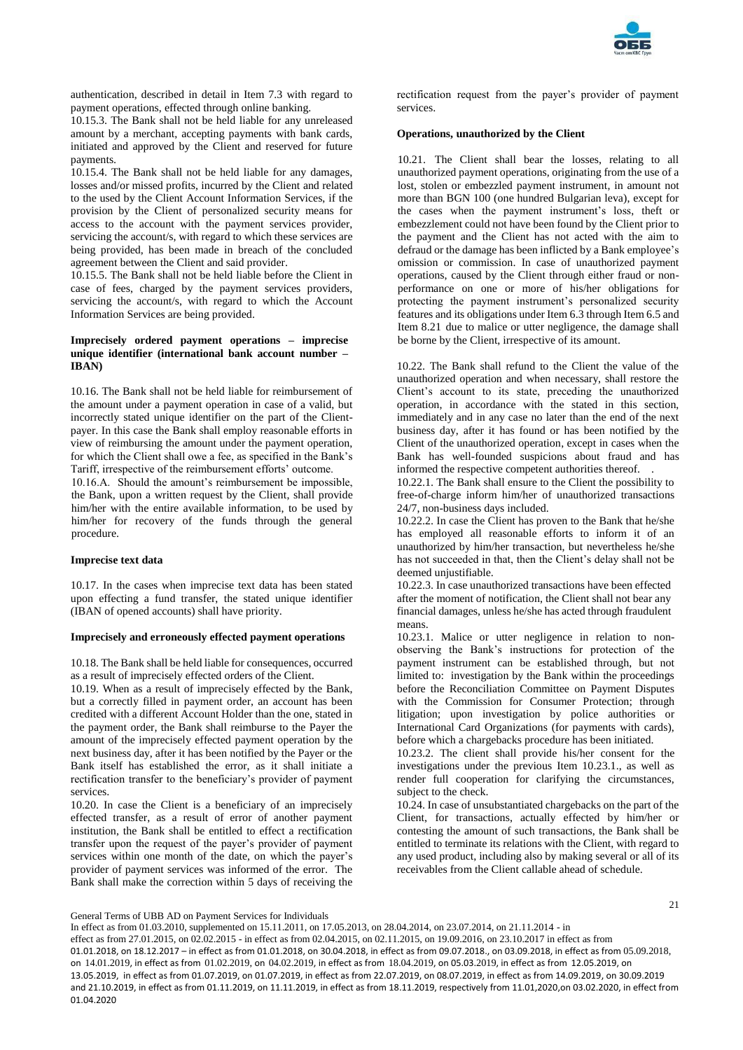authentication, described in detail in Item 7.3 with regard to payment operations, effected through online banking.

10.15.3. The Bank shall not be held liable for any unreleased amount by a merchant, accepting payments with bank cards, initiated and approved by the Client and reserved for future payments.

10.15.4. The Bank shall not be held liable for any damages, losses and/or missed profits, incurred by the Client and related to the used by the Client Account Information Services, if the provision by the Client of personalized security means for access to the account with the payment services provider, servicing the account/s, with regard to which these services are being provided, has been made in breach of the concluded agreement between the Client and said provider.

10.15.5. The Bank shall not be held liable before the Client in case of fees, charged by the payment services providers, servicing the account/s, with regard to which the Account Information Services are being provided.

**Imprecisely ordered payment operations – imprecise unique identifier (international bank account number – IBAN)**

10.16. The Bank shall not be held liable for reimbursement of the amount under a payment operation in case of a valid, but incorrectly stated unique identifier on the part of the Client-payer. In this case the Bank shall employ reasonable efforts in view of reimbursing the amount under the payment operation, for which the Client shall owe a fee, as specified in the Bank's Tariff, irrespective of the reimbursement efforts' outcome.

10.16.A. Should the amount's reimbursement be impossible, the Bank, upon a written request by the Client, shall provide him/her with the entire available information, to be used by him/her for recovery of the funds through the general procedure.

**Imprecise text data**

10.17. In the cases when imprecise text data has been stated upon effecting a fund transfer, the stated unique identifier (IBAN of opened accounts) shall have priority.

**Imprecisely and erroneously effected payment operations**

10.18. The Bank shall be held liable for consequences, occurred as a result of imprecisely effected orders of the Client.

10.19. When as a result of imprecisely effected by the Bank, but a correctly filled in payment order, an account has been credited with a different Account Holder than the one, stated in the payment order, the Bank shall reimburse to the Payer the amount of the imprecisely effected payment operation by the next business day, after it has been notified by the Payer or the Bank itself has established the error, as it shall initiate a rectification transfer to the beneficiary's provider of payment services.

10.20. In case the Client is a beneficiary of an imprecisely effected transfer, as a result of error of another payment institution, the Bank shall be entitled to effect a rectification transfer upon the request of the payer's provider of payment services within one month of the date, on which the payer's provider of payment services was informed of the error. The Bank shall make the correction within 5 days of receiving the rectification request from the payer's provider of payment services.

**Operations, unauthorized by the Client**

10.21. The Client shall bear the losses, relating to all unauthorized payment operations, originating from the use of a lost, stolen or embezzled payment instrument, in amount not more than BGN 100 (one hundred Bulgarian leva), except for the cases when the payment instrument's loss, theft or embezzlement could not have been found by the Client prior to the payment and the Client has not acted with the aim to defraud or the damage has been inflicted by a Bank employee's omission or commission. In case of unauthorized payment operations, caused by the Client through either fraud or non-performance on one or more of his/her obligations for protecting the payment instrument's personalized security features and its obligations under Item 6.3 through Item 6.5 and Item 8.21 due to malice or utter negligence, the damage shall be borne by the Client, irrespective of its amount.

10.22. The Bank shall refund to the Client the value of the unauthorized operation and when necessary, shall restore the Client's account to its state, preceding the unauthorized operation, in accordance with the stated in this section, immediately and in any case no later than the end of the next business day, after it has found or has been notified by the Client of the unauthorized operation, except in cases when the Bank has well-founded suspicions about fraud and has informed the respective competent authorities thereof. .

10.22.1. The Bank shall ensure to the Client the possibility to free-of-charge inform him/her of unauthorized transactions 24/7, non-business days included.

10.22.2. In case the Client has proven to the Bank that he/she has employed all reasonable efforts to inform it of an unauthorized by him/her transaction, but nevertheless he/she has not succeeded in that, then the Client's delay shall not be deemed unjustifiable.

10.22.3. In case unauthorized transactions have been effected after the moment of notification, the Client shall not bear any financial damages, unless he/she has acted through fraudulent means.

10.23.1. Malice or utter negligence in relation to non-observing the Bank's instructions for protection of the payment instrument can be established through, but not limited to: investigation by the Bank within the proceedings before the Reconciliation Committee on Payment Disputes with the Commission for Consumer Protection; through litigation; upon investigation by police authorities or International Card Organizations (for payments with cards), before which a chargebacks procedure has been initiated.

10.23.2. The client shall provide his/her consent for the investigations under the previous Item 10.23.1., as well as render full cooperation for clarifying the circumstances, subject to the check.

10.24. In case of unsubstantiated chargebacks on the part of the Client, for transactions, actually effected by him/her or contesting the amount of such transactions, the Bank shall be entitled to terminate its relations with the Client, with regard to any used product, including also by making several or all of its receivables from the Client callable ahead of schedule.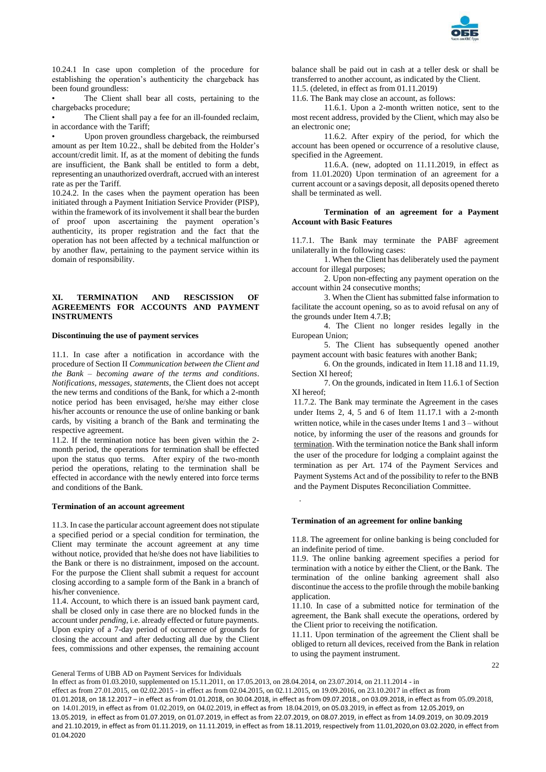10.24.1 In case upon completion of the procedure for establishing the operation's authenticity the chargeback has been found groundless:

- The Client shall bear all costs, pertaining to the chargebacks procedure;
- The Client shall pay a fee for an ill-founded reclaim, in accordance with the Tariff;
- Upon proven groundless chargeback, the reimbursed amount as per Item 10.22., shall be debited from the Holder's account/credit limit. If, as at the moment of debiting the funds are insufficient, the Bank shall be entitled to form a debt, representing an unauthorized overdraft, accrued with an interest rate as per the Tariff.

10.24.2. In the cases when the payment operation has been initiated through a Payment Initiation Service Provider (PISP), within the framework of its involvement it shall bear the burden of proof upon ascertaining the payment operation's authenticity, its proper registration and the fact that the operation has not been affected by a technical malfunction or by another flaw, pertaining to the payment service within its domain of responsibility.

## XI. TERMINATION AND RESCISSION OF AGREEMENTS FOR ACCOUNTS AND PAYMENT INSTRUMENTS

**Discontinuing the use of payment services**

11.1. In case after a notification in accordance with the procedure of Section II *Communication between the Client and the Bank – becoming aware of the terms and conditions. Notifications, messages, statements*, the Client does not accept the new terms and conditions of the Bank, for which a 2-month notice period has been envisaged, he/she may either close his/her accounts or renounce the use of online banking or bank cards, by visiting a branch of the Bank and terminating the respective agreement.

11.2. If the termination notice has been given within the 2-month period, the operations for termination shall be effected upon the status quo terms. After expiry of the two-month period the operations, relating to the termination shall be effected in accordance with the newly entered into force terms and conditions of the Bank.

**Termination of an account agreement**

11.3. In case the particular account agreement does not stipulate a specified period or a special condition for termination, the Client may terminate the account agreement at any time without notice, provided that he/she does not have liabilities to the Bank or there is no distrainment, imposed on the account. For the purpose the Client shall submit a request for account closing according to a sample form of the Bank in a branch of his/her convenience.

11.4. Account, to which there is an issued bank payment card, shall be closed only in case there are no blocked funds in the account under *pending*, i.e. already effected or future payments. Upon expiry of a 7-day period of occurrence of grounds for closing the account and after deducting all due by the Client fees, commissions and other expenses, the remaining account balance shall be paid out in cash at a teller desk or shall be transferred to another account, as indicated by the Client.

11.5. (deleted, in effect as from 01.11.2019)

11.6. The Bank may close an account, as follows:

11.6.1. Upon a 2-month written notice, sent to the most recent address, provided by the Client, which may also be an electronic one;

11.6.2. After expiry of the period, for which the account has been opened or occurrence of a resolutive clause, specified in the Agreement.

11.6.A. (new, adopted on 11.11.2019, in effect as from 11.01.2020) Upon termination of an agreement for a current account or a savings deposit, all deposits opened thereto shall be terminated as well.

**Termination of an agreement for a Payment Account with Basic Features**

11.7.1. The Bank may terminate the PABF agreement unilaterally in the following cases:

1. When the Client has deliberately used the payment account for illegal purposes;
2. Upon non-effecting any payment operation on the account within 24 consecutive months;
3. When the Client has submitted false information to facilitate the account opening, so as to avoid refusal on any of the grounds under Item 4.7.B;
4. The Client no longer resides legally in the European Union;
5. The Client has subsequently opened another payment account with basic features with another Bank;
6. On the grounds, indicated in Item 11.18 and 11.19, Section XI hereof;
7. On the grounds, indicated in Item 11.6.1 of Section XI hereof;

11.7.2. The Bank may terminate the Agreement in the cases under Items 2, 4, 5 and 6 of Item 11.17.1 with a 2-month written notice, while in the cases under Items 1 and 3 – without notice, by informing the user of the reasons and grounds for termination. With the termination notice the Bank shall inform the user of the procedure for lodging a complaint against the termination as per Art. 174 of the Payment Services and Payment Systems Act and of the possibility to refer to the BNB and the Payment Disputes Reconciliation Committee.

**Termination of an agreement for online banking**

11.8. The agreement for online banking is being concluded for an indefinite period of time.

11.9. The online banking agreement specifies a period for termination with a notice by either the Client, or the Bank. The termination of the online banking agreement shall also discontinue the access to the profile through the mobile banking application.

11.10. In case of a submitted notice for termination of the agreement, the Bank shall execute the operations, ordered by the Client prior to receiving the notification.

11.11. Upon termination of the agreement the Client shall be obliged to return all devices, received from the Bank in relation to using the payment instrument.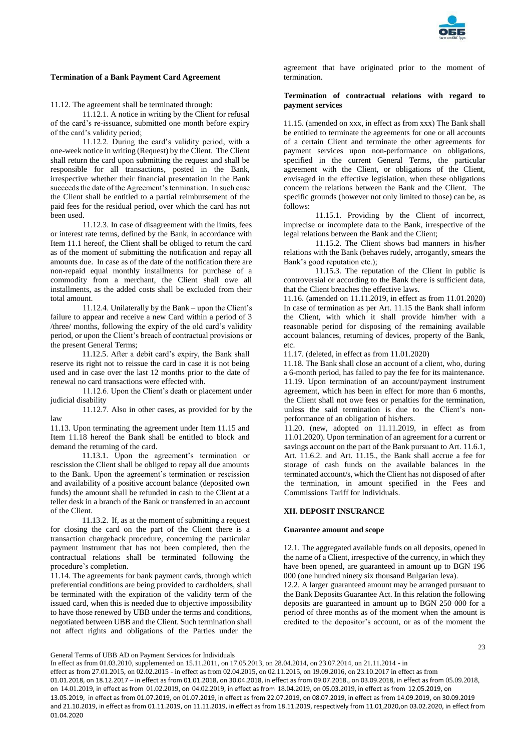**Termination of a Bank Payment Card Agreement**

11.12. The agreement shall be terminated through:

11.12.1. A notice in writing by the Client for refusal of the card's re-issuance, submitted one month before expiry of the card's validity period;

11.12.2. During the card's validity period, with a one-week notice in writing (Request) by the Client. The Client shall return the card upon submitting the request and shall be responsible for all transactions, posted in the Bank, irrespective whether their financial presentation in the Bank succeeds the date of the Agreement's termination. In such case the Client shall be entitled to a partial reimbursement of the paid fees for the residual period, over which the card has not been used.

11.12.3. In case of disagreement with the limits, fees or interest rate terms, defined by the Bank, in accordance with Item 11.1 hereof, the Client shall be obliged to return the card as of the moment of submitting the notification and repay all amounts due. In case as of the date of the notification there are non-repaid equal monthly installments for purchase of a commodity from a merchant, the Client shall owe all installments, as the added costs shall be excluded from their total amount.

11.12.4. Unilaterally by the Bank – upon the Client's failure to appear and receive a new Card within a period of 3 /three/ months, following the expiry of the old card's validity period, or upon the Client's breach of contractual provisions or the present General Terms;

11.12.5. After a debit card's expiry, the Bank shall reserve its right not to reissue the card in case it is not being used and in case over the last 12 months prior to the date of renewal no card transactions were effected with.

11.12.6. Upon the Client's death or placement under judicial disability

11.12.7. Also in other cases, as provided for by the law

11.13. Upon terminating the agreement under Item 11.15 and Item 11.18 hereof the Bank shall be entitled to block and demand the returning of the card.

11.13.1. Upon the agreement's termination or rescission the Client shall be obliged to repay all due amounts to the Bank. Upon the agreement's termination or rescission and availability of a positive account balance (deposited own funds) the amount shall be refunded in cash to the Client at a teller desk in a branch of the Bank or transferred in an account of the Client.

11.13.2. If, as at the moment of submitting a request for closing the card on the part of the Client there is a transaction chargeback procedure, concerning the particular payment instrument that has not been completed, then the contractual relations shall be terminated following the procedure's completion.

11.14. The agreements for bank payment cards, through which preferential conditions are being provided to cardholders, shall be terminated with the expiration of the validity term of the issued card, when this is needed due to objective impossibility to have those renewed by UBB under the terms and conditions, negotiated between UBB and the Client. Such termination shall not affect rights and obligations of the Parties under the agreement that have originated prior to the moment of termination.

**Termination of contractual relations with regard to payment services**

11.15. (amended on xxx, in effect as from xxx) The Bank shall be entitled to terminate the agreements for one or all accounts of a certain Client and terminate the other agreements for payment services upon non-performance on obligations, specified in the current General Terms, the particular agreement with the Client, or obligations of the Client, envisaged in the effective legislation, when these obligations concern the relations between the Bank and the Client. The specific grounds (however not only limited to those) can be, as follows:

11.15.1. Providing by the Client of incorrect, imprecise or incomplete data to the Bank, irrespective of the legal relations between the Bank and the Client;

11.15.2. The Client shows bad manners in his/her relations with the Bank (behaves rudely, arrogantly, smears the Bank's good reputation etc.);

11.15.3. The reputation of the Client in public is controversial or according to the Bank there is sufficient data, that the Client breaches the effective laws.

11.16. (amended on 11.11.2019, in effect as from 11.01.2020) In case of termination as per Art. 11.15 the Bank shall inform the Client, with which it shall provide him/her with a reasonable period for disposing of the remaining available account balances, returning of devices, property of the Bank, etc.

11.17. (deleted, in effect as from 11.01.2020)

11.18. The Bank shall close an account of a client, who, during a 6-month period, has failed to pay the fee for its maintenance.

11.19. Upon termination of an account/payment instrument agreement, which has been in effect for more than 6 months, the Client shall not owe fees or penalties for the termination, unless the said termination is due to the Client's non-performance of an obligation of his/hers.

11.20. (new, adopted on 11.11.2019, in effect as from 11.01.2020). Upon termination of an agreement for a current or savings account on the part of the Bank pursuant to Art. 11.6.1, Art. 11.6.2. and Art. 11.15., the Bank shall accrue a fee for storage of cash funds on the available balances in the terminated account/s, which the Client has not disposed of after the termination, in amount specified in the Fees and Commissions Tariff for Individuals.

## XII. DEPOSIT INSURANCE

**Guarantee amount and scope**

12.1. The aggregated available funds on all deposits, opened in the name of a Client, irrespective of the currency, in which they have been opened, are guaranteed in amount up to BGN 196 000 (one hundred ninety six thousand Bulgarian leva).

12.2. A larger guaranteed amount may be arranged pursuant to the Bank Deposits Guarantee Act. In this relation the following deposits are guaranteed in amount up to BGN 250 000 for a period of three months as of the moment when the amount is credited to the depositor's account, or as of the moment the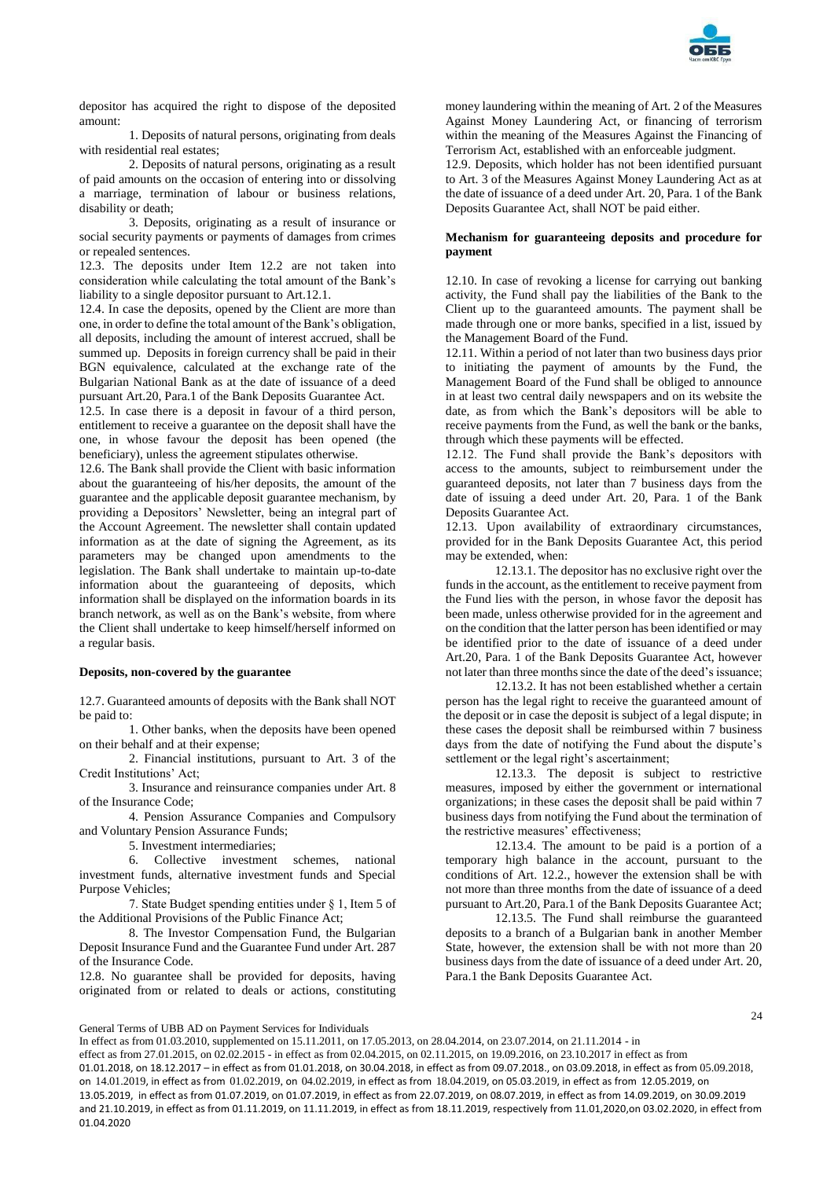depositor has acquired the right to dispose of the deposited amount:

1. Deposits of natural persons, originating from deals with residential real estates;

2. Deposits of natural persons, originating as a result of paid amounts on the occasion of entering into or dissolving a marriage, termination of labour or business relations, disability or death;

3. Deposits, originating as a result of insurance or social security payments or payments of damages from crimes or repealed sentences.

12.3. The deposits under Item 12.2 are not taken into consideration while calculating the total amount of the Bank's liability to a single depositor pursuant to Art.12.1.

12.4. In case the deposits, opened by the Client are more than one, in order to define the total amount of the Bank's obligation, all deposits, including the amount of interest accrued, shall be summed up. Deposits in foreign currency shall be paid in their BGN equivalence, calculated at the exchange rate of the Bulgarian National Bank as at the date of issuance of a deed pursuant Art.20, Para.1 of the Bank Deposits Guarantee Act.

12.5. In case there is a deposit in favour of a third person, entitlement to receive a guarantee on the deposit shall have the one, in whose favour the deposit has been opened (the beneficiary), unless the agreement stipulates otherwise.

12.6. The Bank shall provide the Client with basic information about the guaranteeing of his/her deposits, the amount of the guarantee and the applicable deposit guarantee mechanism, by providing a Depositors' Newsletter, being an integral part of the Account Agreement. The newsletter shall contain updated information as at the date of signing the Agreement, as its parameters may be changed upon amendments to the legislation. The Bank shall undertake to maintain up-to-date information about the guaranteeing of deposits, which information shall be displayed on the information boards in its branch network, as well as on the Bank's website, from where the Client shall undertake to keep himself/herself informed on a regular basis.

**Deposits, non-covered by the guarantee**

12.7. Guaranteed amounts of deposits with the Bank shall NOT be paid to:

1. Other banks, when the deposits have been opened on their behalf and at their expense;

2. Financial institutions, pursuant to Art. 3 of the Credit Institutions' Act;

3. Insurance and reinsurance companies under Art. 8 of the Insurance Code;

4. Pension Assurance Companies and Compulsory and Voluntary Pension Assurance Funds;

5. Investment intermediaries;

6. Collective investment schemes, national investment funds, alternative investment funds and Special Purpose Vehicles;

7. State Budget spending entities under § 1, Item 5 of the Additional Provisions of the Public Finance Act;

8. The Investor Compensation Fund, the Bulgarian Deposit Insurance Fund and the Guarantee Fund under Art. 287 of the Insurance Code.

12.8. No guarantee shall be provided for deposits, having originated from or related to deals or actions, constituting money laundering within the meaning of Art. 2 of the Measures Against Money Laundering Act, or financing of terrorism within the meaning of the Measures Against the Financing of Terrorism Act, established with an enforceable judgment.

12.9. Deposits, which holder has not been identified pursuant to Art. 3 of the Measures Against Money Laundering Act as at the date of issuance of a deed under Art. 20, Para. 1 of the Bank Deposits Guarantee Act, shall NOT be paid either.

**Mechanism for guaranteeing deposits and procedure for payment**

12.10. In case of revoking a license for carrying out banking activity, the Fund shall pay the liabilities of the Bank to the Client up to the guaranteed amounts. The payment shall be made through one or more banks, specified in a list, issued by the Management Board of the Fund.

12.11. Within a period of not later than two business days prior to initiating the payment of amounts by the Fund, the Management Board of the Fund shall be obliged to announce in at least two central daily newspapers and on its website the date, as from which the Bank's depositors will be able to receive payments from the Fund, as well the bank or the banks, through which these payments will be effected.

12.12. The Fund shall provide the Bank's depositors with access to the amounts, subject to reimbursement under the guaranteed deposits, not later than 7 business days from the date of issuing a deed under Art. 20, Para. 1 of the Bank Deposits Guarantee Act.

12.13. Upon availability of extraordinary circumstances, provided for in the Bank Deposits Guarantee Act, this period may be extended, when:

12.13.1. The depositor has no exclusive right over the funds in the account, as the entitlement to receive payment from the Fund lies with the person, in whose favor the deposit has been made, unless otherwise provided for in the agreement and on the condition that the latter person has been identified or may be identified prior to the date of issuance of a deed under Art.20, Para. 1 of the Bank Deposits Guarantee Act, however not later than three months since the date of the deed's issuance;

12.13.2. It has not been established whether a certain person has the legal right to receive the guaranteed amount of the deposit or in case the deposit is subject of a legal dispute; in these cases the deposit shall be reimbursed within 7 business days from the date of notifying the Fund about the dispute's settlement or the legal right's ascertainment;

12.13.3. The deposit is subject to restrictive measures, imposed by either the government or international organizations; in these cases the deposit shall be paid within 7 business days from notifying the Fund about the termination of the restrictive measures' effectiveness;

12.13.4. The amount to be paid is a portion of a temporary high balance in the account, pursuant to the conditions of Art. 12.2., however the extension shall be with not more than three months from the date of issuance of a deed pursuant to Art.20, Para.1 of the Bank Deposits Guarantee Act;

12.13.5. The Fund shall reimburse the guaranteed deposits to a branch of a Bulgarian bank in another Member State, however, the extension shall be with not more than 20 business days from the date of issuance of a deed under Art. 20, Para.1 the Bank Deposits Guarantee Act.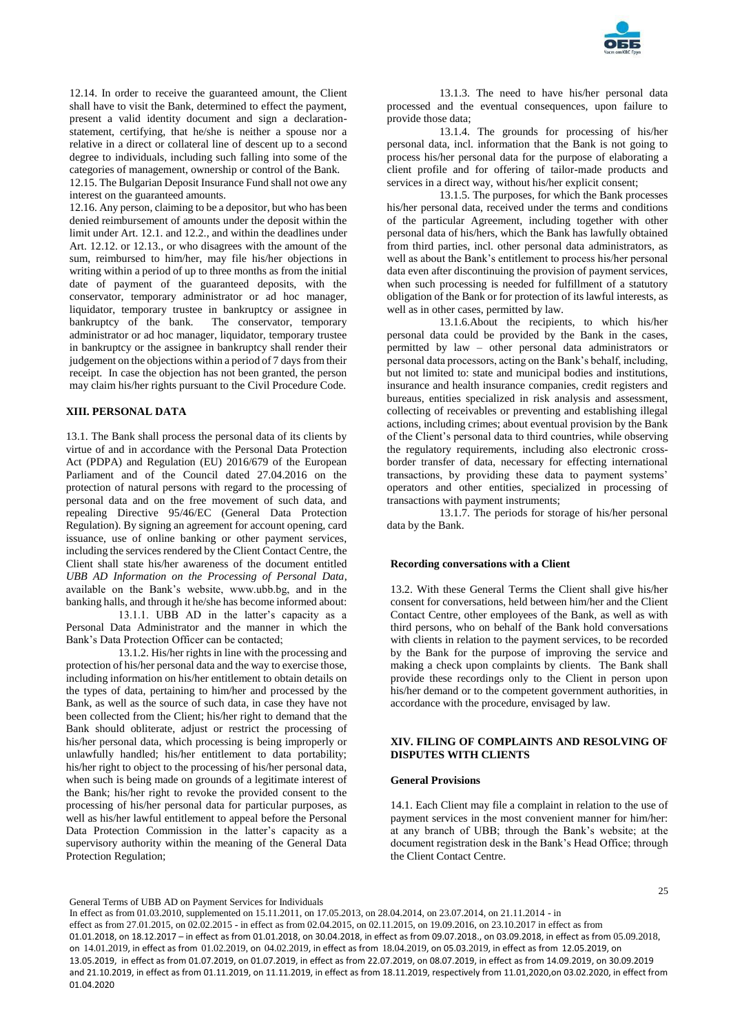12.14. In order to receive the guaranteed amount, the Client shall have to visit the Bank, determined to effect the payment, present a valid identity document and sign a declaration-statement, certifying, that he/she is neither a spouse nor a relative in a direct or collateral line of descent up to a second degree to individuals, including such falling into some of the categories of management, ownership or control of the Bank.

12.15. The Bulgarian Deposit Insurance Fund shall not owe any interest on the guaranteed amounts.

12.16. Any person, claiming to be a depositor, but who has been denied reimbursement of amounts under the deposit within the limit under Art. 12.1. and 12.2., and within the deadlines under Art. 12.12. or 12.13., or who disagrees with the amount of the sum, reimbursed to him/her, may file his/her objections in writing within a period of up to three months as from the initial date of payment of the guaranteed deposits, with the conservator, temporary administrator or ad hoc manager, liquidator, temporary trustee in bankruptcy or assignee in bankruptcy of the bank. The conservator, temporary administrator or ad hoc manager, liquidator, temporary trustee in bankruptcy or the assignee in bankruptcy shall render their judgement on the objections within a period of 7 days from their receipt. In case the objection has not been granted, the person may claim his/her rights pursuant to the Civil Procedure Code.

## XIII. PERSONAL DATA

13.1. The Bank shall process the personal data of its clients by virtue of and in accordance with the Personal Data Protection Act (PDPA) and Regulation (EU) 2016/679 of the European Parliament and of the Council dated 27.04.2016 on the protection of natural persons with regard to the processing of personal data and on the free movement of such data, and repealing Directive 95/46/EC (General Data Protection Regulation). By signing an agreement for account opening, card issuance, use of online banking or other payment services, including the services rendered by the Client Contact Centre, the Client shall state his/her awareness of the document entitled *UBB AD Information on the Processing of Personal Data*, available on the Bank's website, www.ubb.bg, and in the banking halls, and through it he/she has become informed about:

13.1.1. UBB AD in the latter's capacity as a Personal Data Administrator and the manner in which the Bank's Data Protection Officer can be contacted;

13.1.2. His/her rights in line with the processing and protection of his/her personal data and the way to exercise those, including information on his/her entitlement to obtain details on the types of data, pertaining to him/her and processed by the Bank, as well as the source of such data, in case they have not been collected from the Client; his/her right to demand that the Bank should obliterate, adjust or restrict the processing of his/her personal data, which processing is being improperly or unlawfully handled; his/her entitlement to data portability; his/her right to object to the processing of his/her personal data, when such is being made on grounds of a legitimate interest of the Bank; his/her right to revoke the provided consent to the processing of his/her personal data for particular purposes, as well as his/her lawful entitlement to appeal before the Personal Data Protection Commission in the latter's capacity as a supervisory authority within the meaning of the General Data Protection Regulation;

13.1.3. The need to have his/her personal data processed and the eventual consequences, upon failure to provide those data;

13.1.4. The grounds for processing of his/her personal data, incl. information that the Bank is not going to process his/her personal data for the purpose of elaborating a client profile and for offering of tailor-made products and services in a direct way, without his/her explicit consent;

13.1.5. The purposes, for which the Bank processes his/her personal data, received under the terms and conditions of the particular Agreement, including together with other personal data of his/hers, which the Bank has lawfully obtained from third parties, incl. other personal data administrators, as well as about the Bank's entitlement to process his/her personal data even after discontinuing the provision of payment services, when such processing is needed for fulfillment of a statutory obligation of the Bank or for protection of its lawful interests, as well as in other cases, permitted by law.

13.1.6.About the recipients, to which his/her personal data could be provided by the Bank in the cases, permitted by law – other personal data administrators or personal data processors, acting on the Bank's behalf, including, but not limited to: state and municipal bodies and institutions, insurance and health insurance companies, credit registers and bureaus, entities specialized in risk analysis and assessment, collecting of receivables or preventing and establishing illegal actions, including crimes; about eventual provision by the Bank of the Client's personal data to third countries, while observing the regulatory requirements, including also electronic cross-border transfer of data, necessary for effecting international transactions, by providing these data to payment systems' operators and other entities, specialized in processing of transactions with payment instruments;

13.1.7. The periods for storage of his/her personal data by the Bank.

### Recording conversations with a Client

13.2. With these General Terms the Client shall give his/her consent for conversations, held between him/her and the Client Contact Centre, other employees of the Bank, as well as with third persons, who on behalf of the Bank hold conversations with clients in relation to the payment services, to be recorded by the Bank for the purpose of improving the service and making a check upon complaints by clients. The Bank shall provide these recordings only to the Client in person upon his/her demand or to the competent government authorities, in accordance with the procedure, envisaged by law.

## XIV. FILING OF COMPLAINTS AND RESOLVING OF DISPUTES WITH CLIENTS

### General Provisions

14.1. Each Client may file a complaint in relation to the use of payment services in the most convenient manner for him/her: at any branch of UBB; through the Bank's website; at the document registration desk in the Bank's Head Office; through the Client Contact Centre.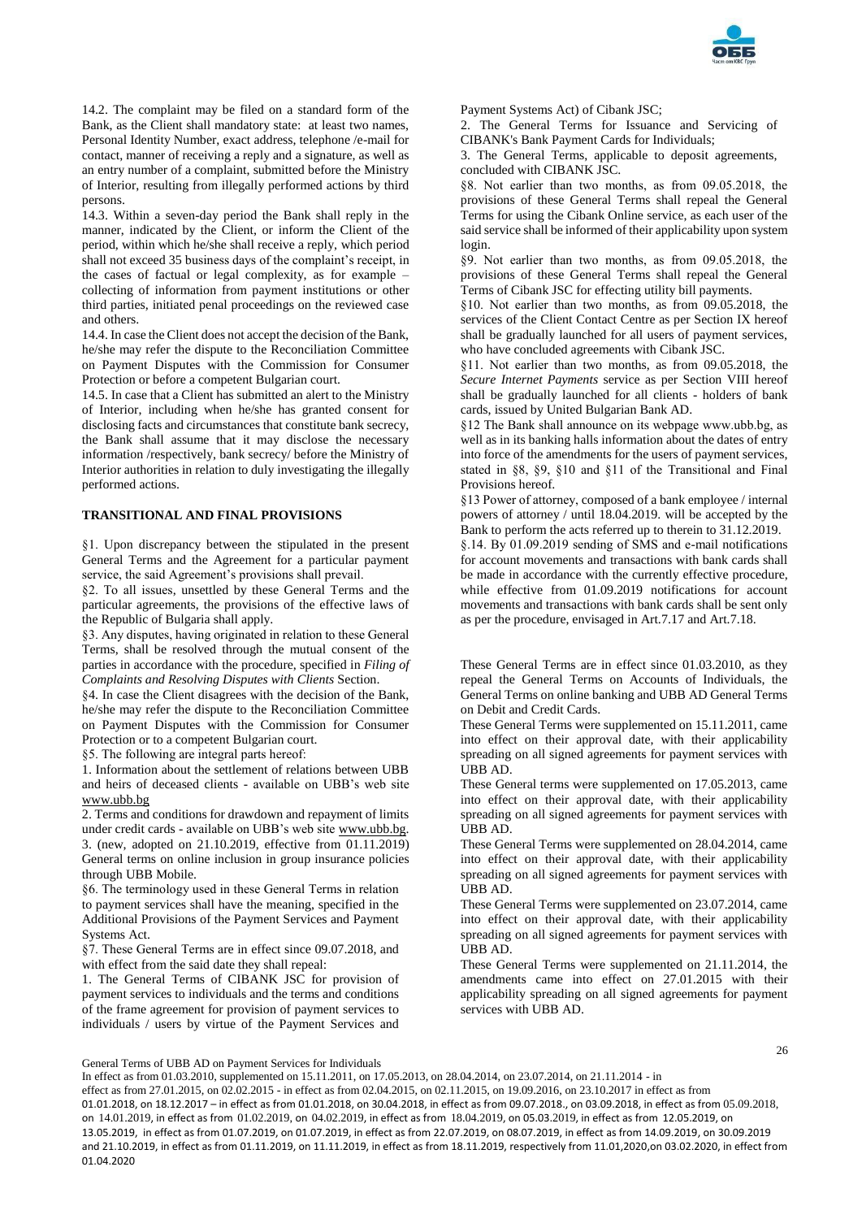14.2. The complaint may be filed on a standard form of the Bank, as the Client shall mandatory state: at least two names, Personal Identity Number, exact address, telephone /e-mail for contact, manner of receiving a reply and a signature, as well as an entry number of a complaint, submitted before the Ministry of Interior, resulting from illegally performed actions by third persons.

14.3. Within a seven-day period the Bank shall reply in the manner, indicated by the Client, or inform the Client of the period, within which he/she shall receive a reply, which period shall not exceed 35 business days of the complaint's receipt, in the cases of factual or legal complexity, as for example – collecting of information from payment institutions or other third parties, initiated penal proceedings on the reviewed case and others.

14.4. In case the Client does not accept the decision of the Bank, he/she may refer the dispute to the Reconciliation Committee on Payment Disputes with the Commission for Consumer Protection or before a competent Bulgarian court.

14.5. In case that a Client has submitted an alert to the Ministry of Interior, including when he/she has granted consent for disclosing facts and circumstances that constitute bank secrecy, the Bank shall assume that it may disclose the necessary information /respectively, bank secrecy/ before the Ministry of Interior authorities in relation to duly investigating the illegally performed actions.

## TRANSITIONAL AND FINAL PROVISIONS

§1. Upon discrepancy between the stipulated in the present General Terms and the Agreement for a particular payment service, the said Agreement's provisions shall prevail.

§2. To all issues, unsettled by these General Terms and the particular agreements, the provisions of the effective laws of the Republic of Bulgaria shall apply.

§3. Any disputes, having originated in relation to these General Terms, shall be resolved through the mutual consent of the parties in accordance with the procedure, specified in *Filing of Complaints and Resolving Disputes with Clients* Section.

§4. In case the Client disagrees with the decision of the Bank, he/she may refer the dispute to the Reconciliation Committee on Payment Disputes with the Commission for Consumer Protection or to a competent Bulgarian court.

§5. The following are integral parts hereof:

1. Information about the settlement of relations between UBB and heirs of deceased clients - available on UBB's web site www.ubb.bg
2. Terms and conditions for drawdown and repayment of limits under credit cards - available on UBB's web site www.ubb.bg.
3. (new, adopted on 21.10.2019, effective from 01.11.2019) General terms on online inclusion in group insurance policies through UBB Mobile.

§6. The terminology used in these General Terms in relation to payment services shall have the meaning, specified in the Additional Provisions of the Payment Services and Payment Systems Act.

§7. These General Terms are in effect since 09.07.2018, and with effect from the said date they shall repeal:

1. The General Terms of CIBANK JSC for provision of payment services to individuals and the terms and conditions of the frame agreement for provision of payment services to individuals / users by virtue of the Payment Services and Payment Systems Act) of Cibank JSC;
2. The General Terms for Issuance and Servicing of CIBANK's Bank Payment Cards for Individuals;
3. The General Terms, applicable to deposit agreements, concluded with CIBANK JSC.

§8. Not earlier than two months, as from 09.05.2018, the provisions of these General Terms shall repeal the General Terms for using the Cibank Online service, as each user of the said service shall be informed of their applicability upon system login.

§9. Not earlier than two months, as from 09.05.2018, the provisions of these General Terms shall repeal the General Terms of Cibank JSC for effecting utility bill payments.

§10. Not earlier than two months, as from 09.05.2018, the services of the Client Contact Centre as per Section IX hereof shall be gradually launched for all users of payment services, who have concluded agreements with Cibank JSC.

§11. Not earlier than two months, as from 09.05.2018, the *Secure Internet Payments* service as per Section VIII hereof shall be gradually launched for all clients - holders of bank cards, issued by United Bulgarian Bank AD.

§12 The Bank shall announce on its webpage www.ubb.bg, as well as in its banking halls information about the dates of entry into force of the amendments for the users of payment services, stated in §8, §9, §10 and §11 of the Transitional and Final Provisions hereof.

§13 Power of attorney, composed of a bank employee / internal powers of attorney / until 18.04.2019. will be accepted by the Bank to perform the acts referred up to therein to 31.12.2019.

§.14. By 01.09.2019 sending of SMS and e-mail notifications for account movements and transactions with bank cards shall be made in accordance with the currently effective procedure, while effective from 01.09.2019 notifications for account movements and transactions with bank cards shall be sent only as per the procedure, envisaged in Art.7.17 and Art.7.18.

These General Terms are in effect since 01.03.2010, as they repeal the General Terms on Accounts of Individuals, the General Terms on online banking and UBB AD General Terms on Debit and Credit Cards.

These General Terms were supplemented on 15.11.2011, came into effect on their approval date, with their applicability spreading on all signed agreements for payment services with UBB AD.

These General terms were supplemented on 17.05.2013, came into effect on their approval date, with their applicability spreading on all signed agreements for payment services with UBB AD.

These General Terms were supplemented on 28.04.2014, came into effect on their approval date, with their applicability spreading on all signed agreements for payment services with UBB AD.

These General Terms were supplemented on 23.07.2014, came into effect on their approval date, with their applicability spreading on all signed agreements for payment services with UBB AD.

These General Terms were supplemented on 21.11.2014, the amendments came into effect on 27.01.2015 with their applicability spreading on all signed agreements for payment services with UBB AD.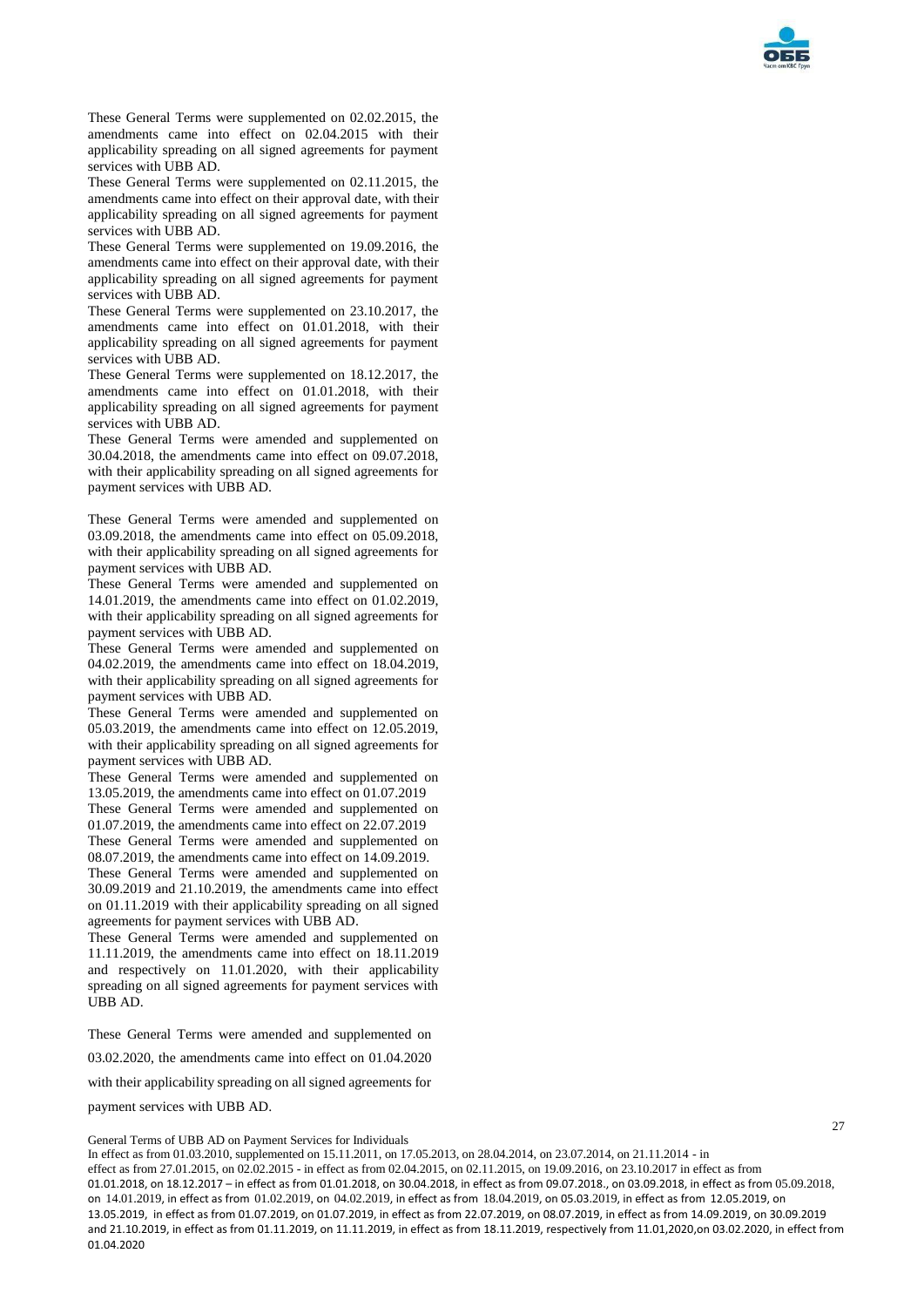These General Terms were supplemented on 02.02.2015, the amendments came into effect on 02.04.2015 with their applicability spreading on all signed agreements for payment services with UBB AD.

These General Terms were supplemented on 02.11.2015, the amendments came into effect on their approval date, with their applicability spreading on all signed agreements for payment services with UBB AD.

These General Terms were supplemented on 19.09.2016, the amendments came into effect on their approval date, with their applicability spreading on all signed agreements for payment services with UBB AD.

These General Terms were supplemented on 23.10.2017, the amendments came into effect on 01.01.2018, with their applicability spreading on all signed agreements for payment services with UBB AD.

These General Terms were supplemented on 18.12.2017, the amendments came into effect on 01.01.2018, with their applicability spreading on all signed agreements for payment services with UBB AD.

These General Terms were amended and supplemented on 30.04.2018, the amendments came into effect on 09.07.2018, with their applicability spreading on all signed agreements for payment services with UBB AD.

These General Terms were amended and supplemented on 03.09.2018, the amendments came into effect on 05.09.2018, with their applicability spreading on all signed agreements for payment services with UBB AD.

These General Terms were amended and supplemented on 14.01.2019, the amendments came into effect on 01.02.2019, with their applicability spreading on all signed agreements for payment services with UBB AD.

These General Terms were amended and supplemented on 04.02.2019, the amendments came into effect on 18.04.2019, with their applicability spreading on all signed agreements for payment services with UBB AD.

These General Terms were amended and supplemented on 05.03.2019, the amendments came into effect on 12.05.2019, with their applicability spreading on all signed agreements for payment services with UBB AD.

These General Terms were amended and supplemented on 13.05.2019, the amendments came into effect on 01.07.2019

These General Terms were amended and supplemented on 01.07.2019, the amendments came into effect on 22.07.2019

These General Terms were amended and supplemented on 08.07.2019, the amendments came into effect on 14.09.2019.

These General Terms were amended and supplemented on 30.09.2019 and 21.10.2019, the amendments came into effect on 01.11.2019 with their applicability spreading on all signed agreements for payment services with UBB AD.

These General Terms were amended and supplemented on 11.11.2019, the amendments came into effect on 18.11.2019 and respectively on 11.01.2020, with their applicability spreading on all signed agreements for payment services with UBB AD.

These General Terms were amended and supplemented on 03.02.2020, the amendments came into effect on 01.04.2020 with their applicability spreading on all signed agreements for payment services with UBB AD.